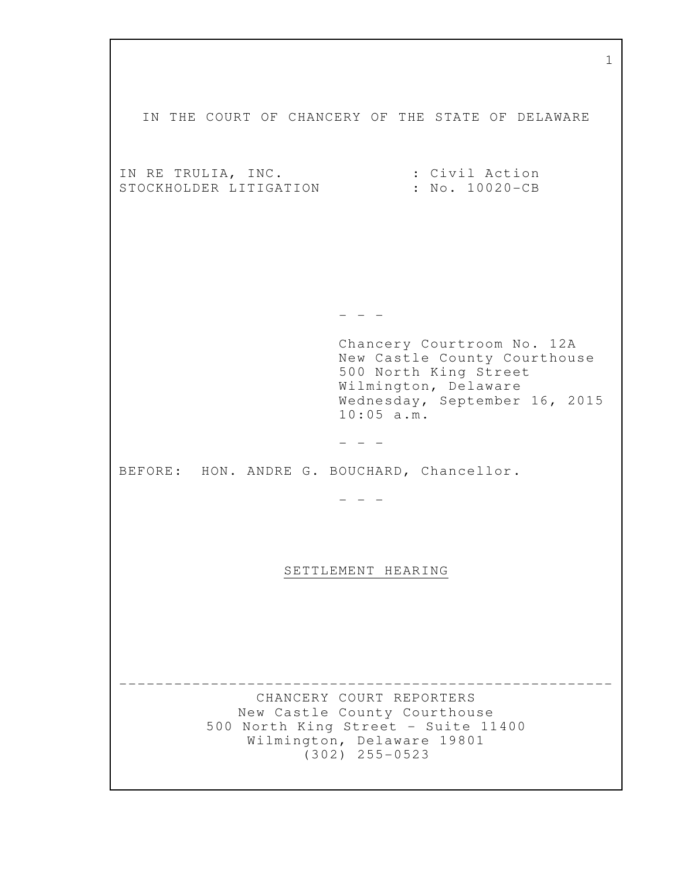IN THE COURT OF CHANCERY OF THE STATE OF DELAWARE

IN RE TRULIA, INC. : Civil Action
STOCKHOLDER LITIGATION : No. 10020-CB

- - -

Chancery Courtroom No. 12A
New Castle County Courthouse
500 North King Street
Wilmington, Delaware
Wednesday, September 16, 2015
10:05 a.m.

- - -

BEFORE: HON. ANDRE G. BOUCHARD, Chancellor.

- - -

SETTLEMENT HEARING

---

CHANCERY COURT REPORTERS
New Castle County Courthouse
500 North King Street - Suite 11400
Wilmington, Delaware 19801
(302) 255-0523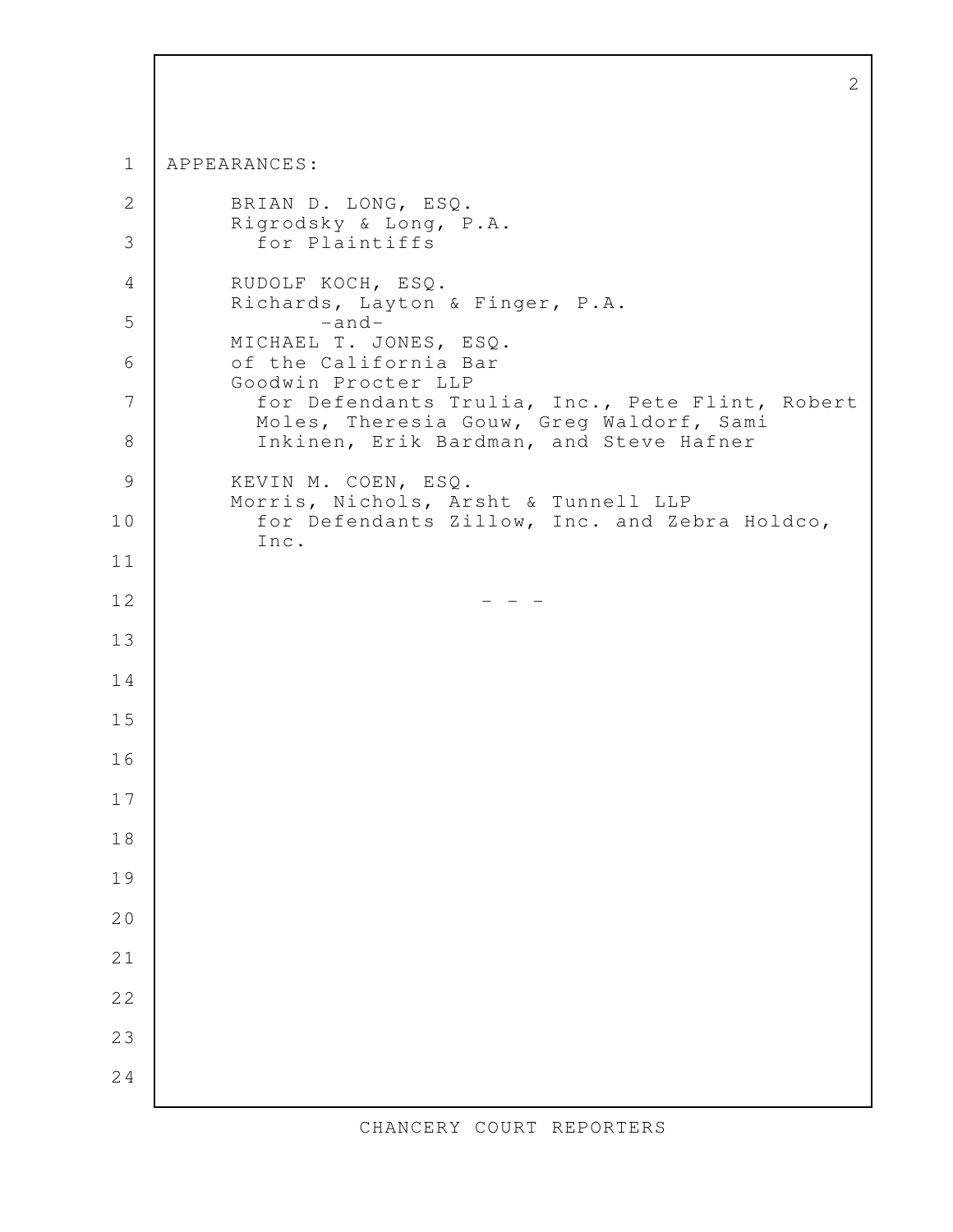APPEARANCES:

BRIAN D. LONG, ESQ.
Rigrodsky & Long, P.A.
  for Plaintiffs

RUDOLF KOCH, ESQ.
Richards, Layton & Finger, P.A.
  -and-
MICHAEL T. JONES, ESQ.
of the California Bar
Goodwin Procter LLP
  for Defendants Trulia, Inc., Pete Flint, Robert Moles, Theresia Gouw, Greg Waldorf, Sami Inkinen, Erik Bardman, and Steve Hafner

KEVIN M. COEN, ESQ.
Morris, Nichols, Arsht & Tunnell LLP
  for Defendants Zillow, Inc. and Zebra Holdco, Inc.

\- - -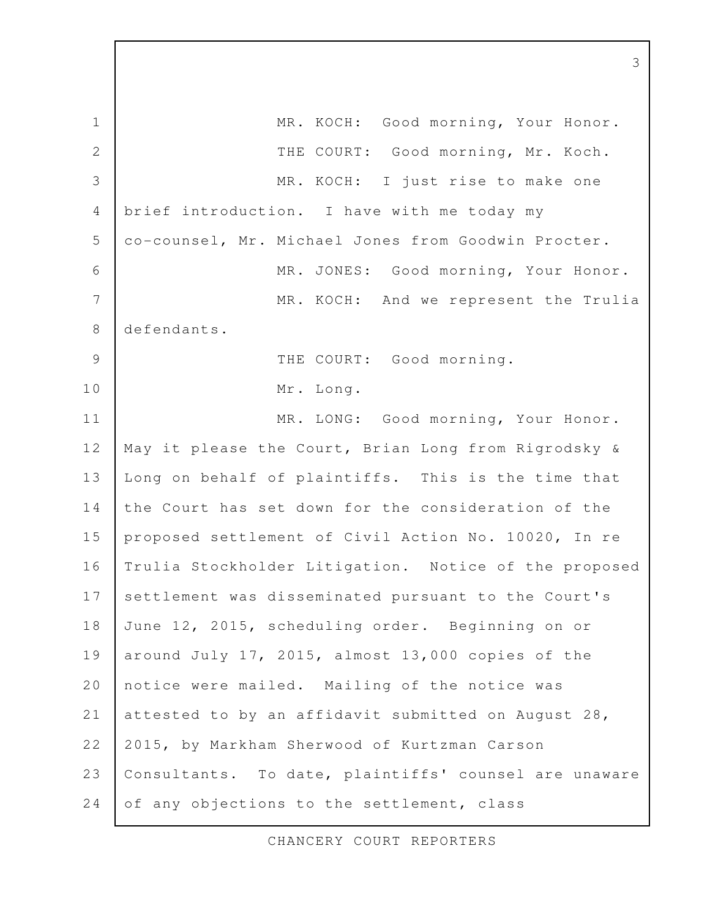MR. KOCH: Good morning, Your Honor.

THE COURT: Good morning, Mr. Koch.

MR. KOCH: I just rise to make one brief introduction. I have with me today my co-counsel, Mr. Michael Jones from Goodwin Procter.

MR. JONES: Good morning, Your Honor.

MR. KOCH: And we represent the Trulia defendants.

THE COURT: Good morning.

Mr. Long.

MR. LONG: Good morning, Your Honor. May it please the Court, Brian Long from Rigrodsky & Long on behalf of plaintiffs. This is the time that the Court has set down for the consideration of the proposed settlement of Civil Action No. 10020, In re Trulia Stockholder Litigation. Notice of the proposed settlement was disseminated pursuant to the Court's June 12, 2015, scheduling order. Beginning on or around July 17, 2015, almost 13,000 copies of the notice were mailed. Mailing of the notice was attested to by an affidavit submitted on August 28, 2015, by Markham Sherwood of Kurtzman Carson Consultants. To date, plaintiffs' counsel are unaware of any objections to the settlement, class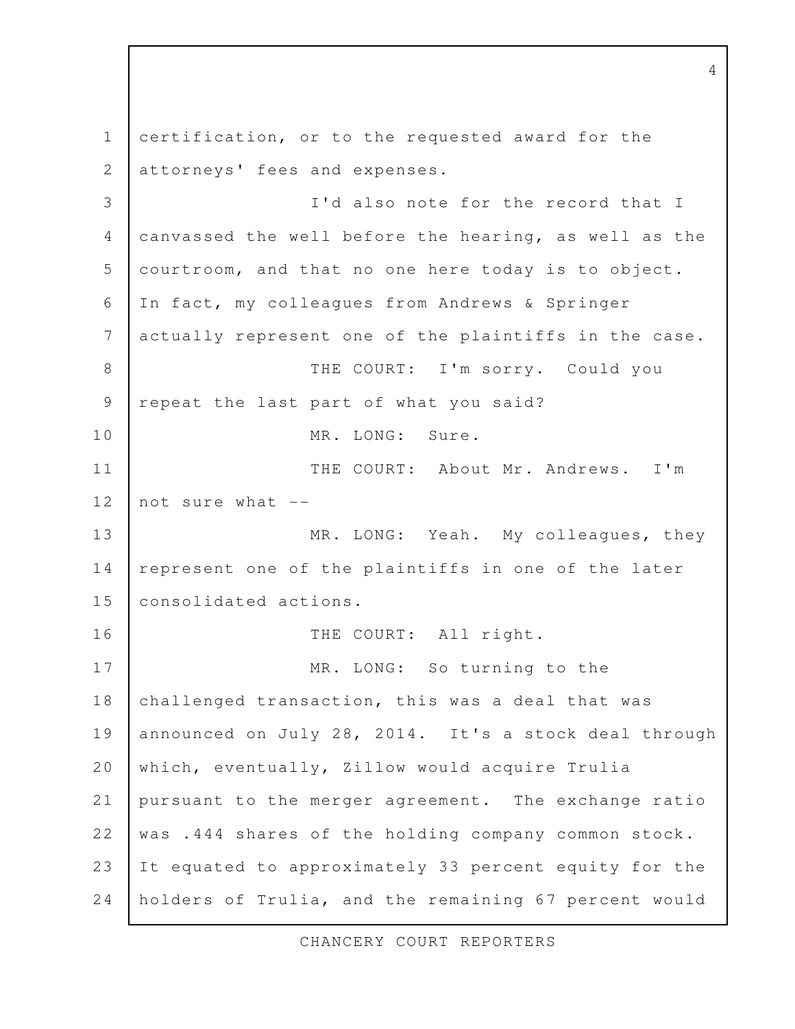certification, or to the requested award for the attorneys' fees and expenses.

I'd also note for the record that I canvassed the well before the hearing, as well as the courtroom, and that no one here today is to object. In fact, my colleagues from Andrews & Springer actually represent one of the plaintiffs in the case.

THE COURT: I'm sorry. Could you repeat the last part of what you said?

MR. LONG: Sure.

THE COURT: About Mr. Andrews. I'm not sure what --

MR. LONG: Yeah. My colleagues, they represent one of the plaintiffs in one of the later consolidated actions.

THE COURT: All right.

MR. LONG: So turning to the challenged transaction, this was a deal that was announced on July 28, 2014. It's a stock deal through which, eventually, Zillow would acquire Trulia pursuant to the merger agreement. The exchange ratio was .444 shares of the holding company common stock. It equated to approximately 33 percent equity for the holders of Trulia, and the remaining 67 percent would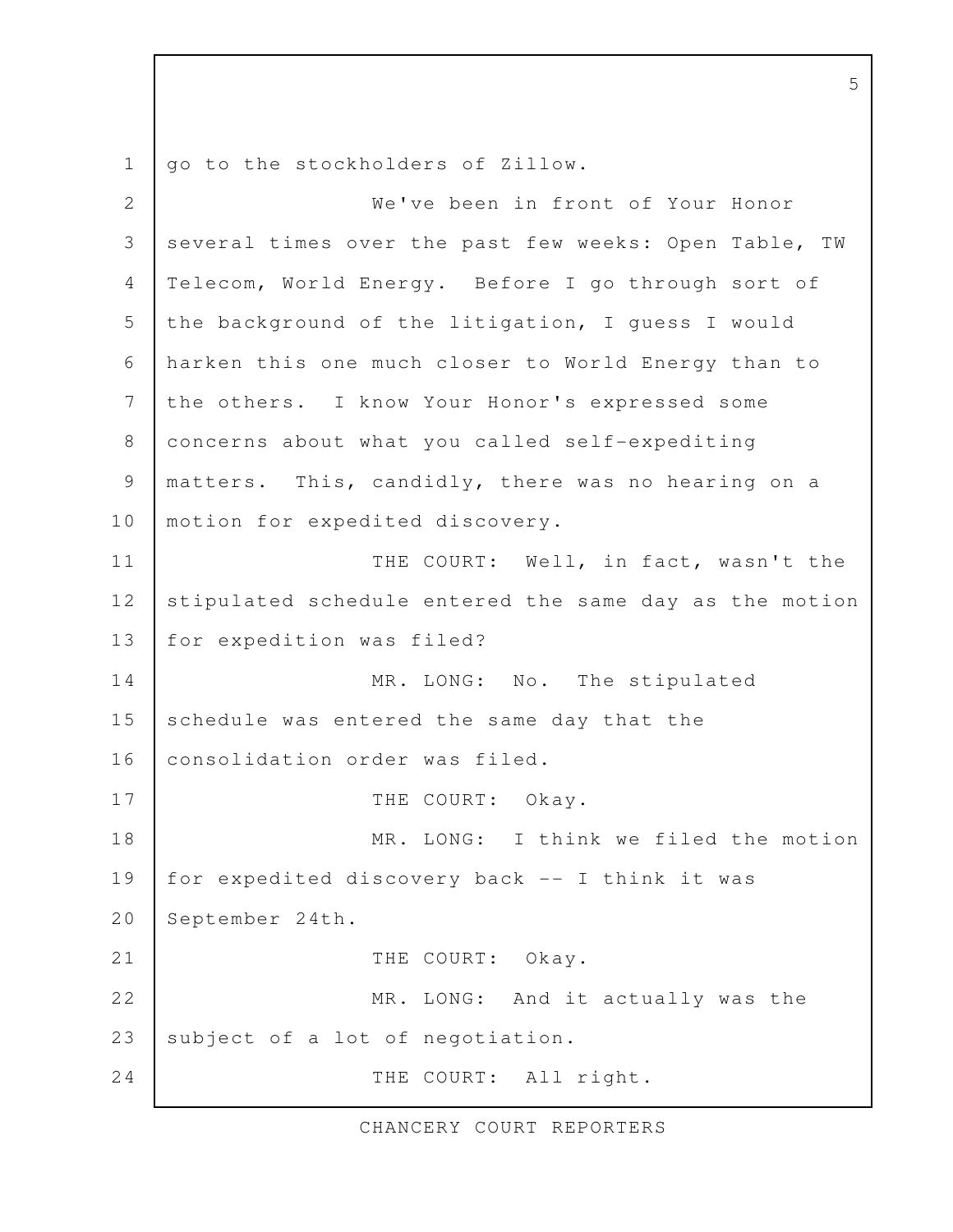go to the stockholders of Zillow.

We've been in front of Your Honor several times over the past few weeks: Open Table, TW Telecom, World Energy. Before I go through sort of the background of the litigation, I guess I would harken this one much closer to World Energy than to the others. I know Your Honor's expressed some concerns about what you called self-expediting matters. This, candidly, there was no hearing on a motion for expedited discovery.

THE COURT: Well, in fact, wasn't the stipulated schedule entered the same day as the motion for expedition was filed?

MR. LONG: No. The stipulated schedule was entered the same day that the consolidation order was filed.

THE COURT: Okay.

MR. LONG: I think we filed the motion for expedited discovery back -- I think it was September 24th.

THE COURT: Okay.

MR. LONG: And it actually was the subject of a lot of negotiation.

THE COURT: All right.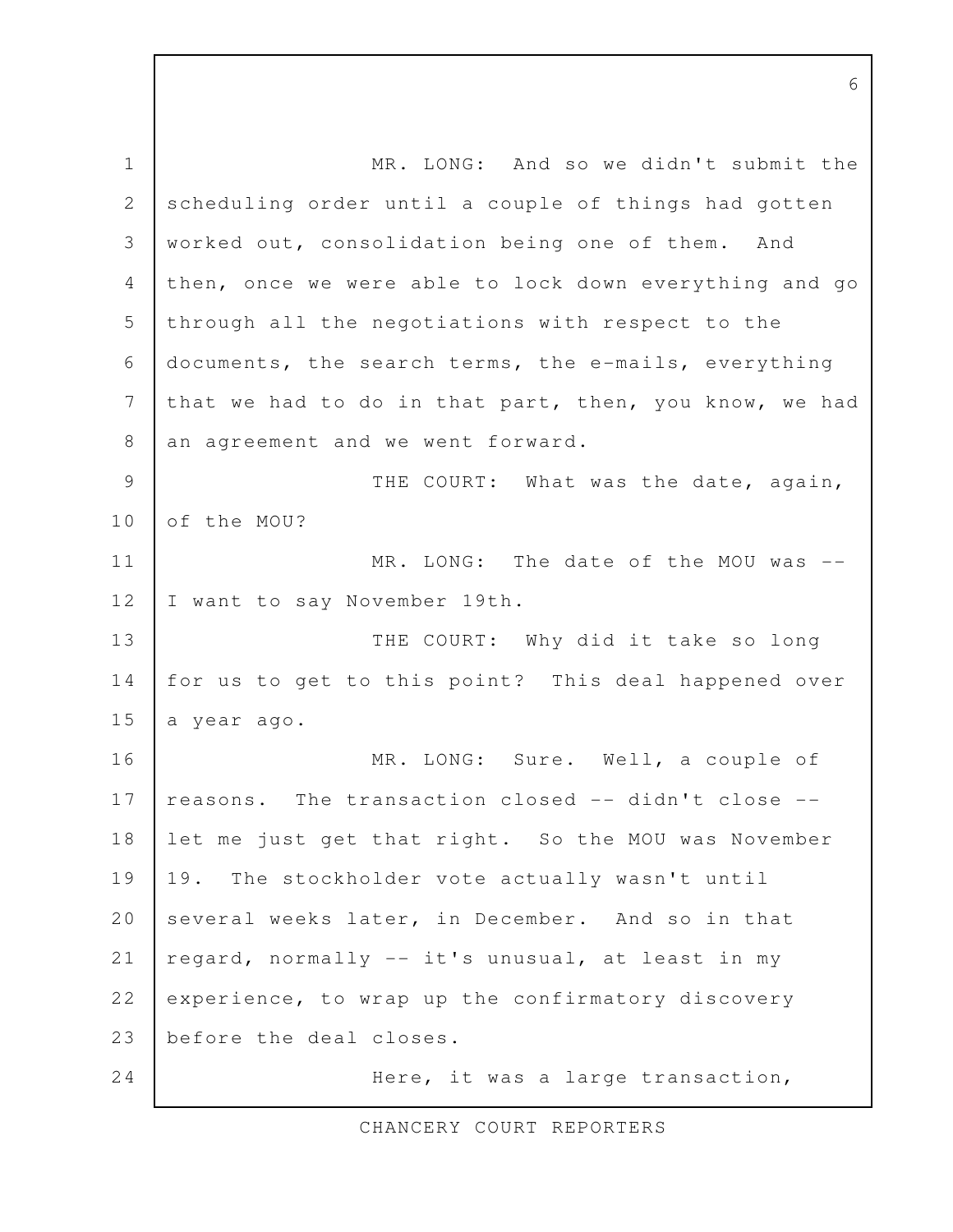MR. LONG: And so we didn't submit the scheduling order until a couple of things had gotten worked out, consolidation being one of them. And then, once we were able to lock down everything and go through all the negotiations with respect to the documents, the search terms, the e-mails, everything that we had to do in that part, then, you know, we had an agreement and we went forward.

THE COURT: What was the date, again, of the MOU?

MR. LONG: The date of the MOU was -- I want to say November 19th.

THE COURT: Why did it take so long for us to get to this point? This deal happened over a year ago.

MR. LONG: Sure. Well, a couple of reasons. The transaction closed -- didn't close -- let me just get that right. So the MOU was November 19. The stockholder vote actually wasn't until several weeks later, in December. And so in that regard, normally -- it's unusual, at least in my experience, to wrap up the confirmatory discovery before the deal closes.

Here, it was a large transaction,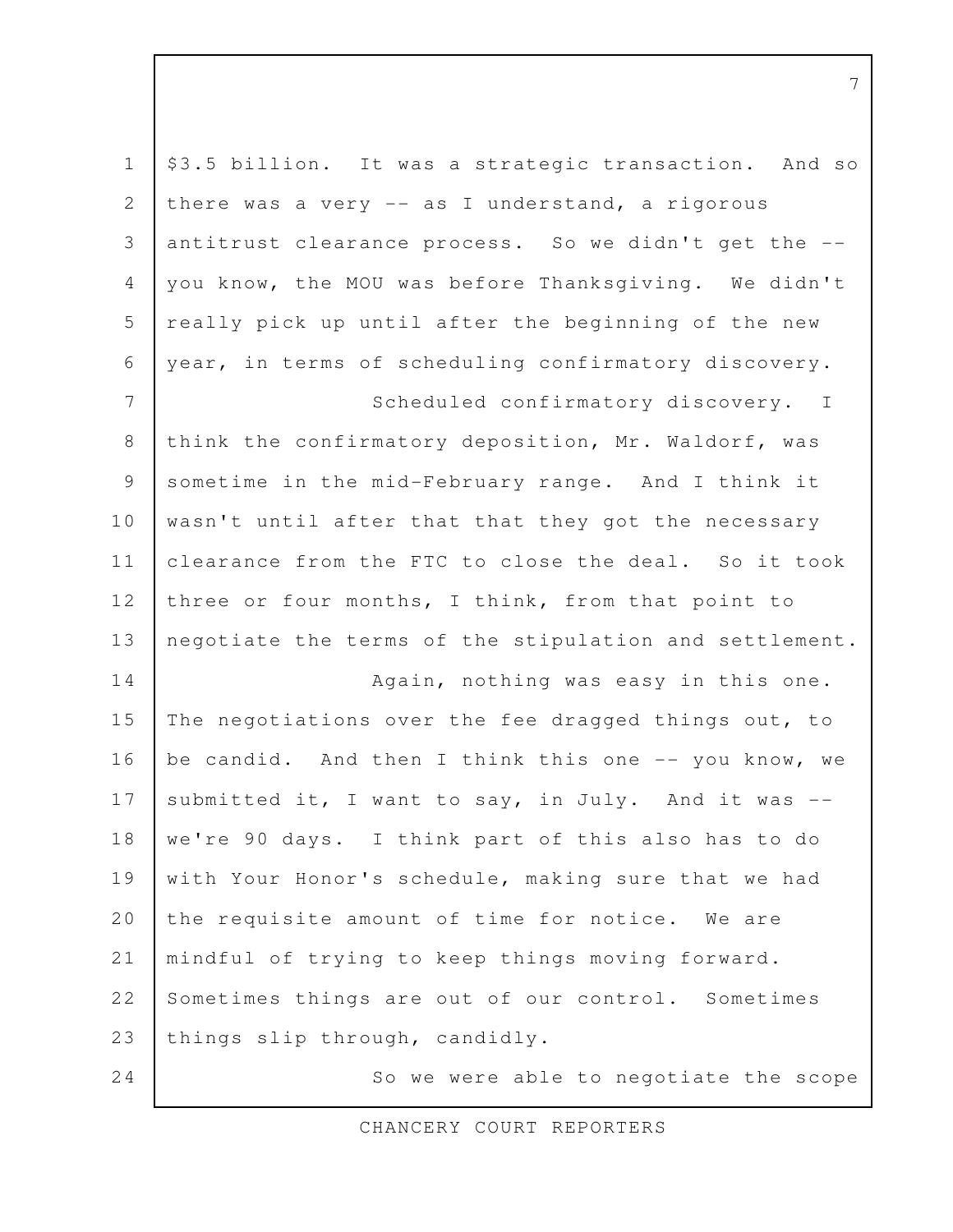$3.5 billion. It was a strategic transaction. And so there was a very -- as I understand, a rigorous antitrust clearance process. So we didn't get the -- you know, the MOU was before Thanksgiving. We didn't really pick up until after the beginning of the new year, in terms of scheduling confirmatory discovery.

Scheduled confirmatory discovery. I think the confirmatory deposition, Mr. Waldorf, was sometime in the mid-February range. And I think it wasn't until after that that they got the necessary clearance from the FTC to close the deal. So it took three or four months, I think, from that point to negotiate the terms of the stipulation and settlement.

Again, nothing was easy in this one. The negotiations over the fee dragged things out, to be candid. And then I think this one -- you know, we submitted it, I want to say, in July. And it was -- we're 90 days. I think part of this also has to do with Your Honor's schedule, making sure that we had the requisite amount of time for notice. We are mindful of trying to keep things moving forward. Sometimes things are out of our control. Sometimes things slip through, candidly.

So we were able to negotiate the scope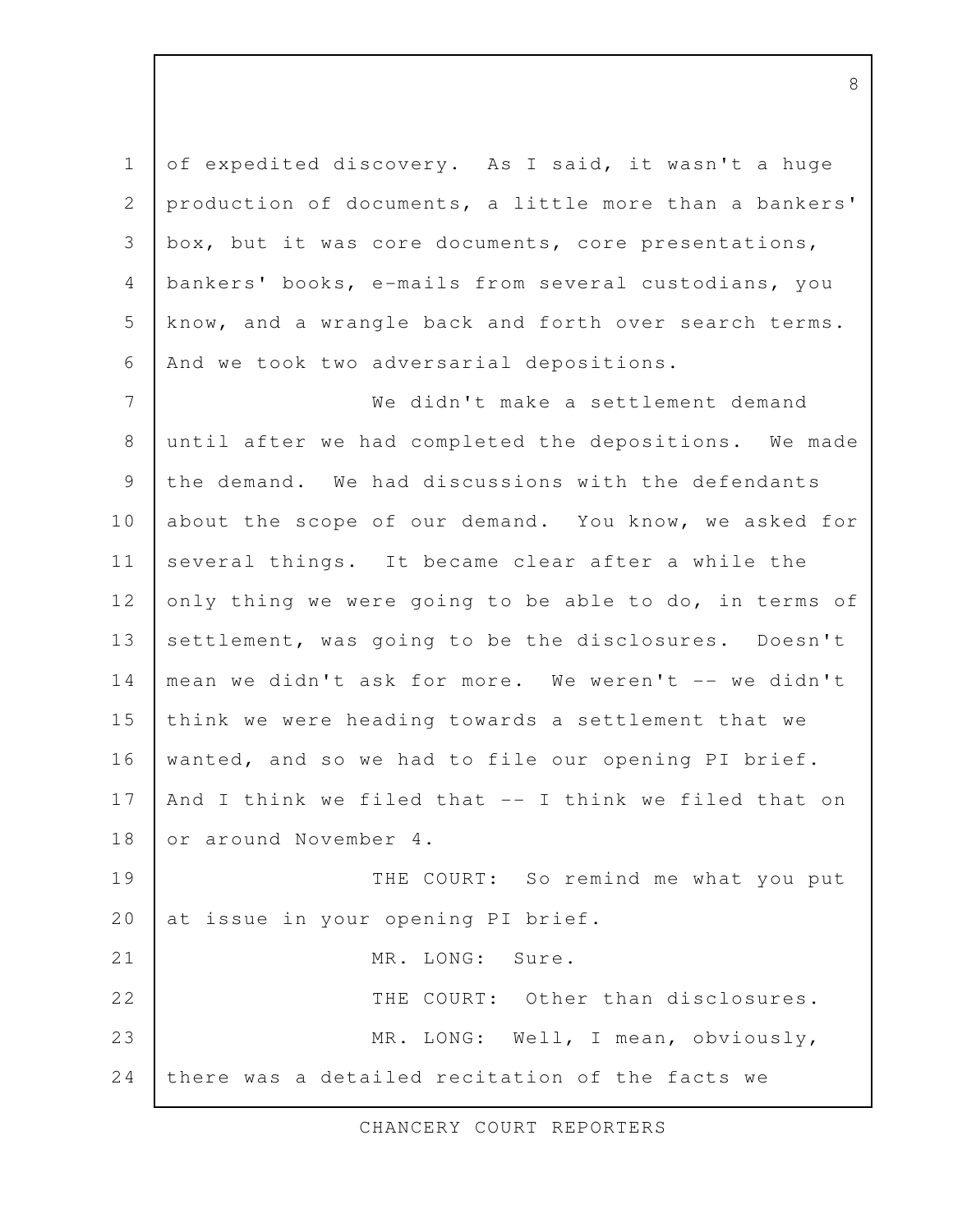of expedited discovery. As I said, it wasn't a huge production of documents, a little more than a bankers' box, but it was core documents, core presentations, bankers' books, e-mails from several custodians, you know, and a wrangle back and forth over search terms. And we took two adversarial depositions.

We didn't make a settlement demand until after we had completed the depositions. We made the demand. We had discussions with the defendants about the scope of our demand. You know, we asked for several things. It became clear after a while the only thing we were going to be able to do, in terms of settlement, was going to be the disclosures. Doesn't mean we didn't ask for more. We weren't -- we didn't think we were heading towards a settlement that we wanted, and so we had to file our opening PI brief. And I think we filed that -- I think we filed that on or around November 4.

THE COURT: So remind me what you put at issue in your opening PI brief.

MR. LONG: Sure.

THE COURT: Other than disclosures.

MR. LONG: Well, I mean, obviously, there was a detailed recitation of the facts we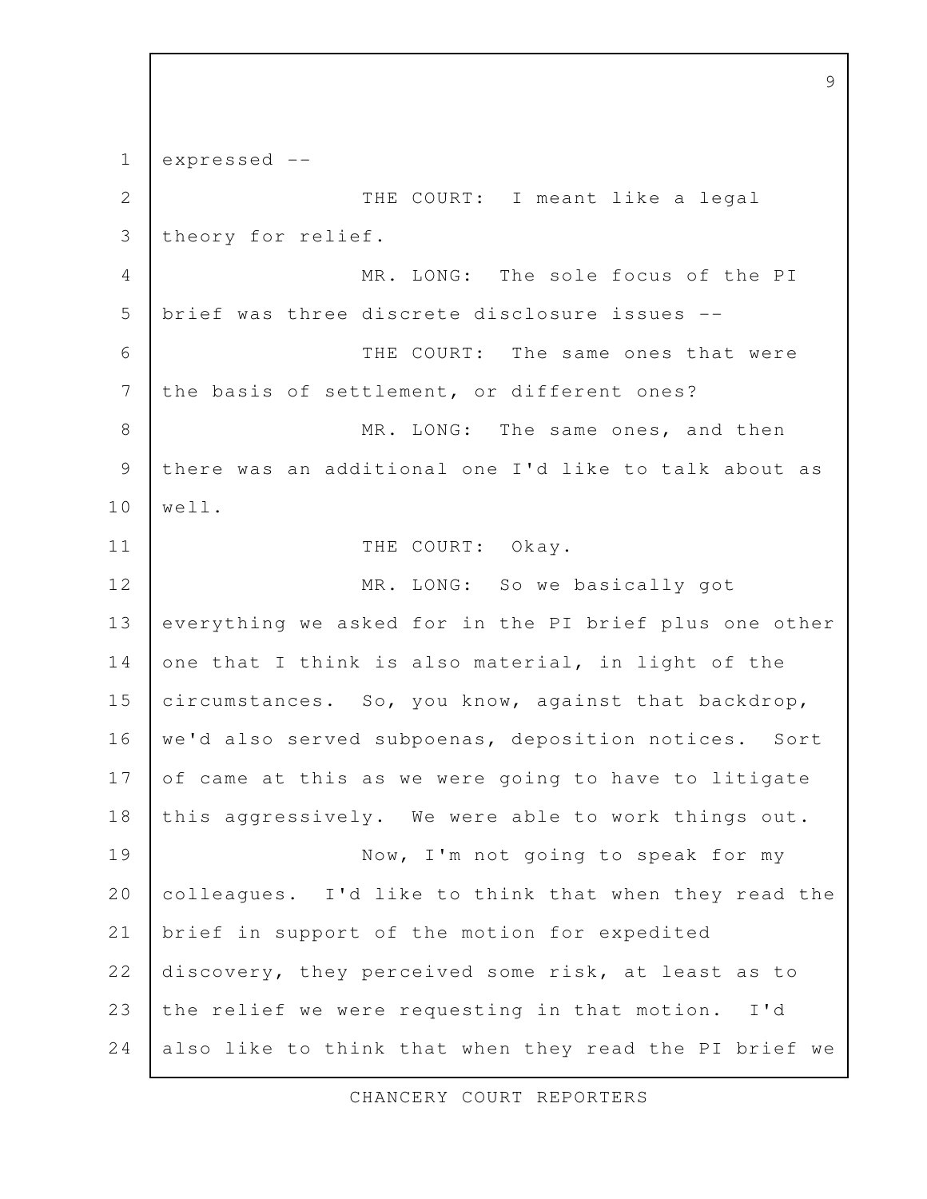expressed --

THE COURT: I meant like a legal theory for relief.

MR. LONG: The sole focus of the PI brief was three discrete disclosure issues --

THE COURT: The same ones that were the basis of settlement, or different ones?

MR. LONG: The same ones, and then there was an additional one I'd like to talk about as well.

THE COURT: Okay.

MR. LONG: So we basically got everything we asked for in the PI brief plus one other one that I think is also material, in light of the circumstances. So, you know, against that backdrop, we'd also served subpoenas, deposition notices. Sort of came at this as we were going to have to litigate this aggressively. We were able to work things out.

Now, I'm not going to speak for my colleagues. I'd like to think that when they read the brief in support of the motion for expedited discovery, they perceived some risk, at least as to the relief we were requesting in that motion. I'd also like to think that when they read the PI brief we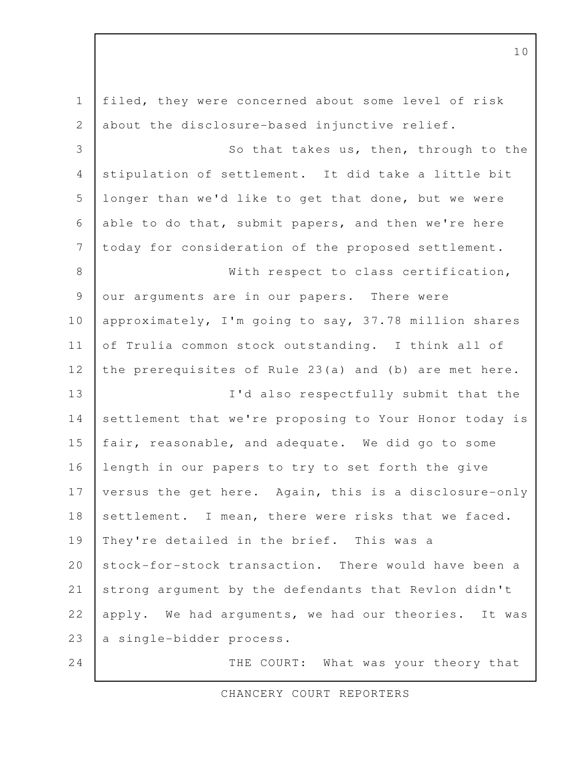filed, they were concerned about some level of risk about the disclosure-based injunctive relief.

So that takes us, then, through to the stipulation of settlement. It did take a little bit longer than we'd like to get that done, but we were able to do that, submit papers, and then we're here today for consideration of the proposed settlement.

With respect to class certification, our arguments are in our papers. There were approximately, I'm going to say, 37.78 million shares of Trulia common stock outstanding. I think all of the prerequisites of Rule 23(a) and (b) are met here.

I'd also respectfully submit that the settlement that we're proposing to Your Honor today is fair, reasonable, and adequate. We did go to some length in our papers to try to set forth the give versus the get here. Again, this is a disclosure-only settlement. I mean, there were risks that we faced. They're detailed in the brief. This was a stock-for-stock transaction. There would have been a strong argument by the defendants that Revlon didn't apply. We had arguments, we had our theories. It was a single-bidder process.

THE COURT: What was your theory that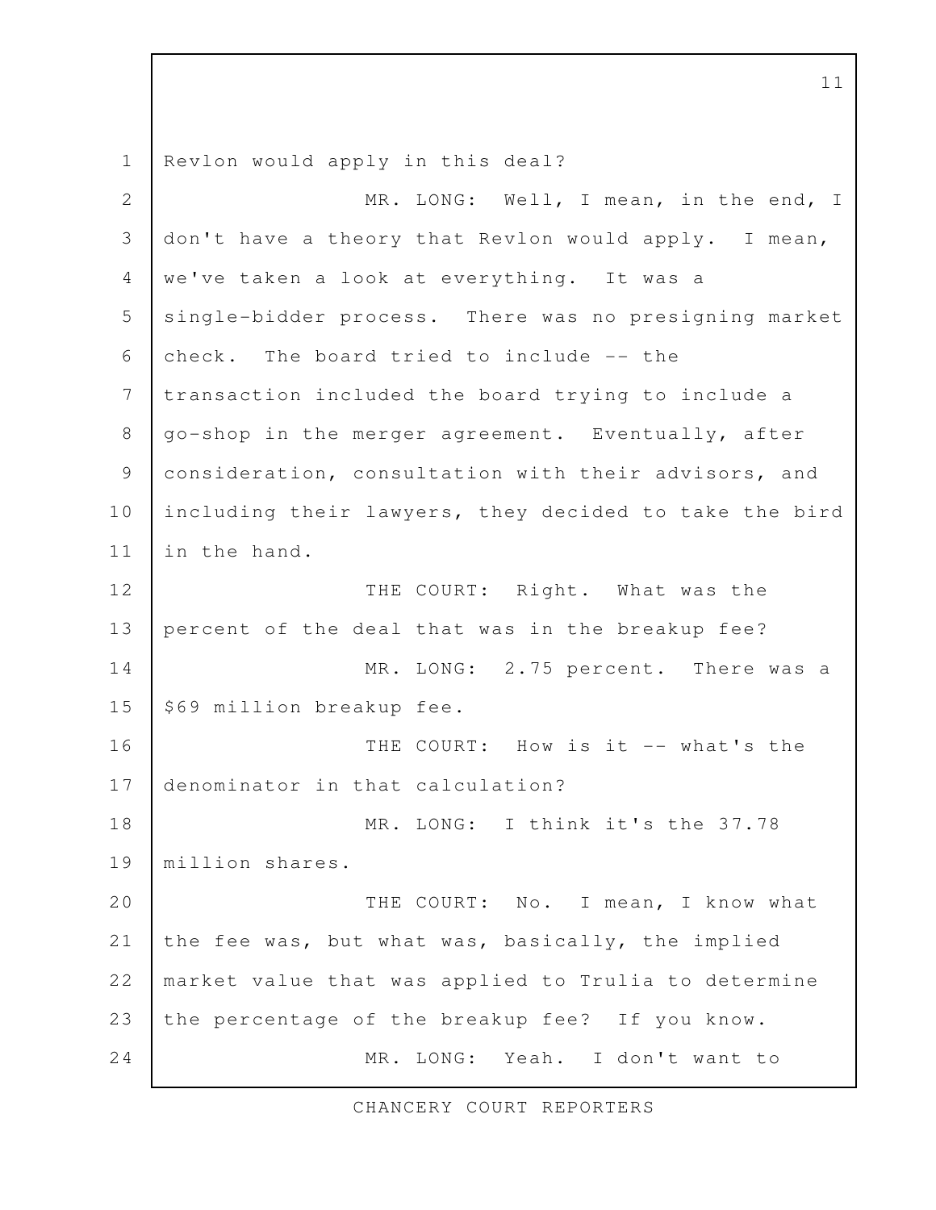Revlon would apply in this deal?

MR. LONG: Well, I mean, in the end, I don't have a theory that Revlon would apply. I mean, we've taken a look at everything. It was a single-bidder process. There was no presigning market check. The board tried to include -- the transaction included the board trying to include a go-shop in the merger agreement. Eventually, after consideration, consultation with their advisors, and including their lawyers, they decided to take the bird in the hand.

THE COURT: Right. What was the percent of the deal that was in the breakup fee?

MR. LONG: 2.75 percent. There was a $69 million breakup fee.

THE COURT: How is it -- what's the denominator in that calculation?

MR. LONG: I think it's the 37.78 million shares.

THE COURT: No. I mean, I know what the fee was, but what was, basically, the implied market value that was applied to Trulia to determine the percentage of the breakup fee? If you know.

MR. LONG: Yeah. I don't want to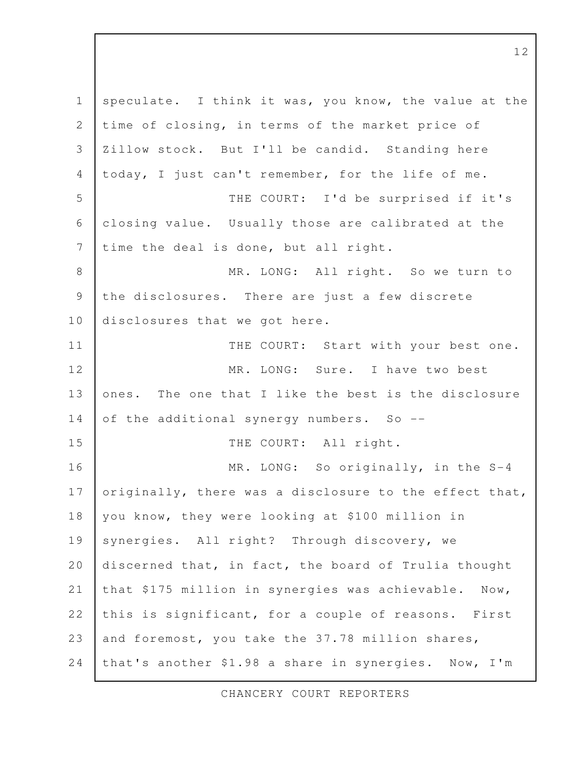speculate. I think it was, you know, the value at the time of closing, in terms of the market price of Zillow stock. But I'll be candid. Standing here today, I just can't remember, for the life of me.

THE COURT: I'd be surprised if it's closing value. Usually those are calibrated at the time the deal is done, but all right.

MR. LONG: All right. So we turn to the disclosures. There are just a few discrete disclosures that we got here.

THE COURT: Start with your best one.

MR. LONG: Sure. I have two best ones. The one that I like the best is the disclosure of the additional synergy numbers. So --

THE COURT: All right.

MR. LONG: So originally, in the S-4 originally, there was a disclosure to the effect that, you know, they were looking at $100 million in synergies. All right? Through discovery, we discerned that, in fact, the board of Trulia thought that $175 million in synergies was achievable. Now, this is significant, for a couple of reasons. First and foremost, you take the 37.78 million shares, that's another $1.98 a share in synergies. Now, I'm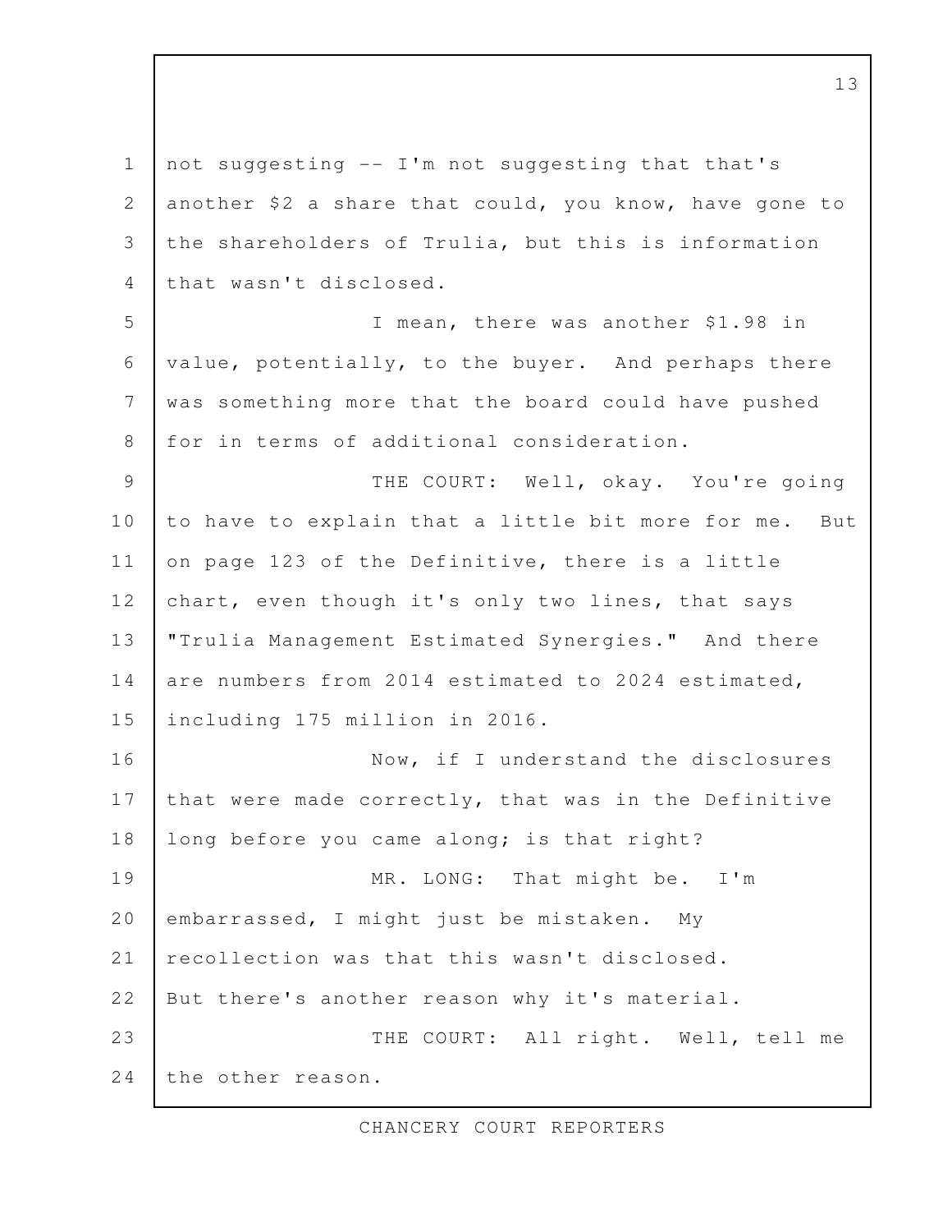not suggesting -- I'm not suggesting that that's another $2 a share that could, you know, have gone to the shareholders of Trulia, but this is information that wasn't disclosed.

I mean, there was another $1.98 in value, potentially, to the buyer. And perhaps there was something more that the board could have pushed for in terms of additional consideration.

THE COURT: Well, okay. You're going to have to explain that a little bit more for me. But on page 123 of the Definitive, there is a little chart, even though it's only two lines, that says "Trulia Management Estimated Synergies." And there are numbers from 2014 estimated to 2024 estimated, including 175 million in 2016.

Now, if I understand the disclosures that were made correctly, that was in the Definitive long before you came along; is that right?

MR. LONG: That might be. I'm embarrassed, I might just be mistaken. My recollection was that this wasn't disclosed. But there's another reason why it's material.

THE COURT: All right. Well, tell me the other reason.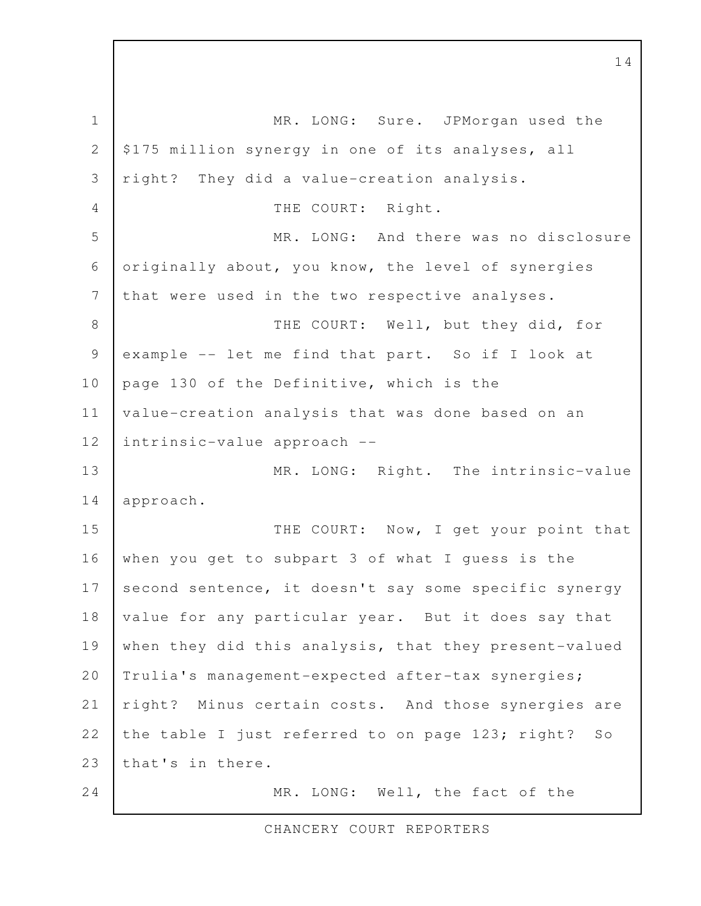MR. LONG: Sure. JPMorgan used the $175 million synergy in one of its analyses, all right? They did a value-creation analysis.

THE COURT: Right.

MR. LONG: And there was no disclosure originally about, you know, the level of synergies that were used in the two respective analyses.

THE COURT: Well, but they did, for example -- let me find that part. So if I look at page 130 of the Definitive, which is the value-creation analysis that was done based on an intrinsic-value approach --

MR. LONG: Right. The intrinsic-value approach.

THE COURT: Now, I get your point that when you get to subpart 3 of what I guess is the second sentence, it doesn't say some specific synergy value for any particular year. But it does say that when they did this analysis, that they present-valued Trulia's management-expected after-tax synergies; right? Minus certain costs. And those synergies are the table I just referred to on page 123; right? So that's in there.

MR. LONG: Well, the fact of the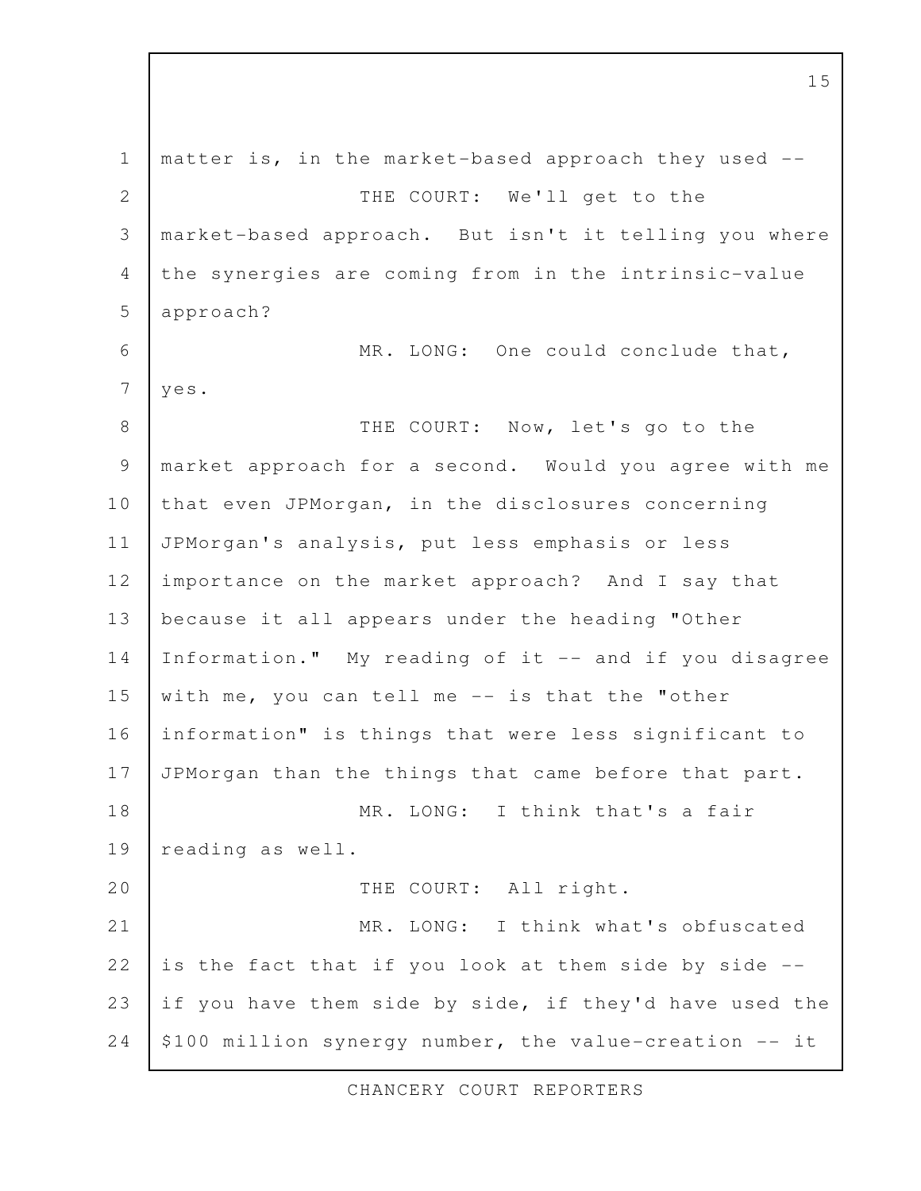matter is, in the market-based approach they used --

THE COURT: We'll get to the market-based approach. But isn't it telling you where the synergies are coming from in the intrinsic-value approach?

MR. LONG: One could conclude that, yes.

THE COURT: Now, let's go to the market approach for a second. Would you agree with me that even JPMorgan, in the disclosures concerning JPMorgan's analysis, put less emphasis or less importance on the market approach? And I say that because it all appears under the heading "Other Information." My reading of it -- and if you disagree with me, you can tell me -- is that the "other information" is things that were less significant to JPMorgan than the things that came before that part.

MR. LONG: I think that's a fair reading as well.

THE COURT: All right.

MR. LONG: I think what's obfuscated is the fact that if you look at them side by side -- if you have them side by side, if they'd have used the $100 million synergy number, the value-creation -- it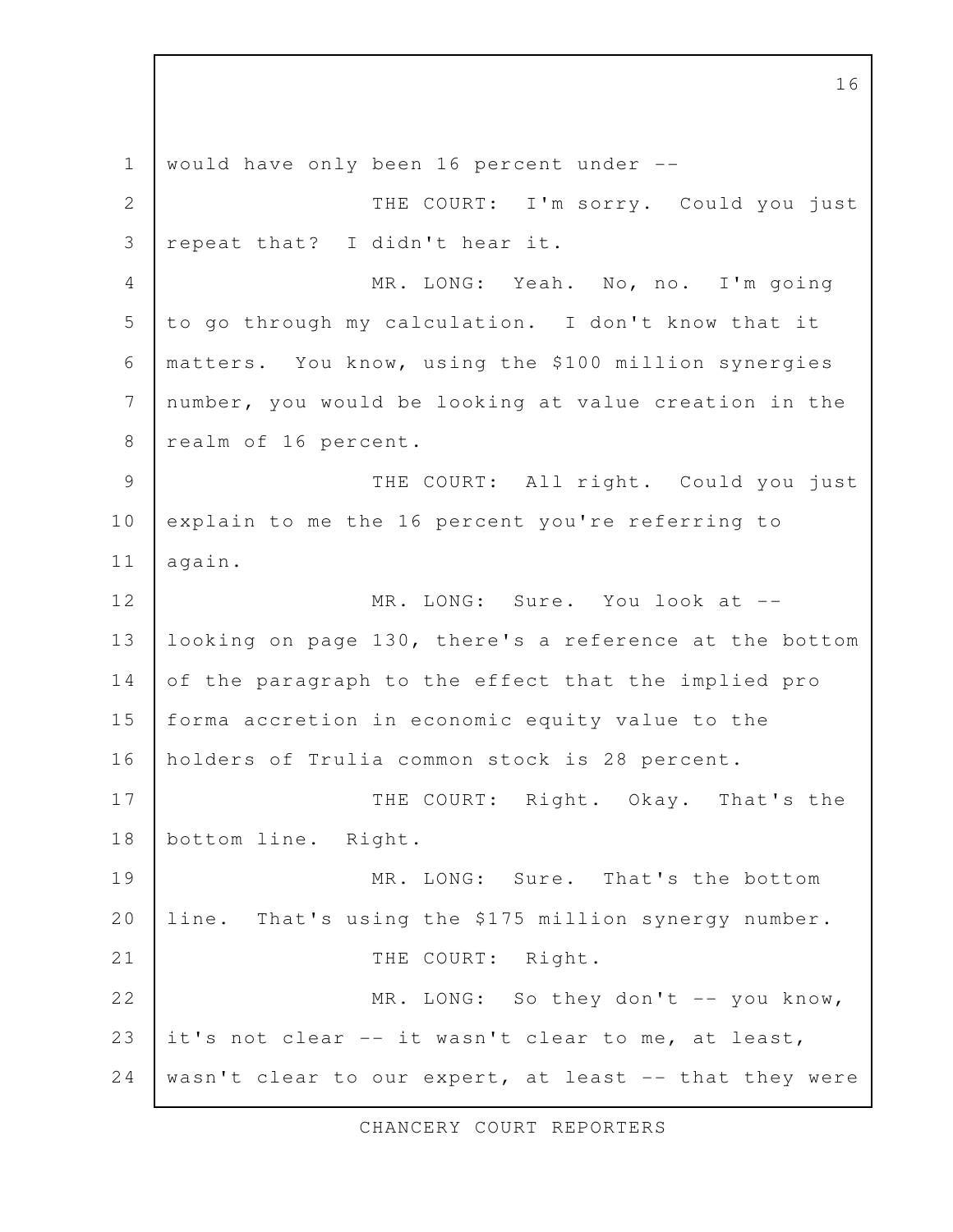would have only been 16 percent under --

THE COURT: I'm sorry. Could you just repeat that? I didn't hear it.

MR. LONG: Yeah. No, no. I'm going to go through my calculation. I don't know that it matters. You know, using the $100 million synergies number, you would be looking at value creation in the realm of 16 percent.

THE COURT: All right. Could you just explain to me the 16 percent you're referring to again.

MR. LONG: Sure. You look at -- looking on page 130, there's a reference at the bottom of the paragraph to the effect that the implied pro forma accretion in economic equity value to the holders of Trulia common stock is 28 percent.

THE COURT: Right. Okay. That's the bottom line. Right.

MR. LONG: Sure. That's the bottom line. That's using the $175 million synergy number.

THE COURT: Right.

MR. LONG: So they don't -- you know, it's not clear -- it wasn't clear to me, at least, wasn't clear to our expert, at least -- that they were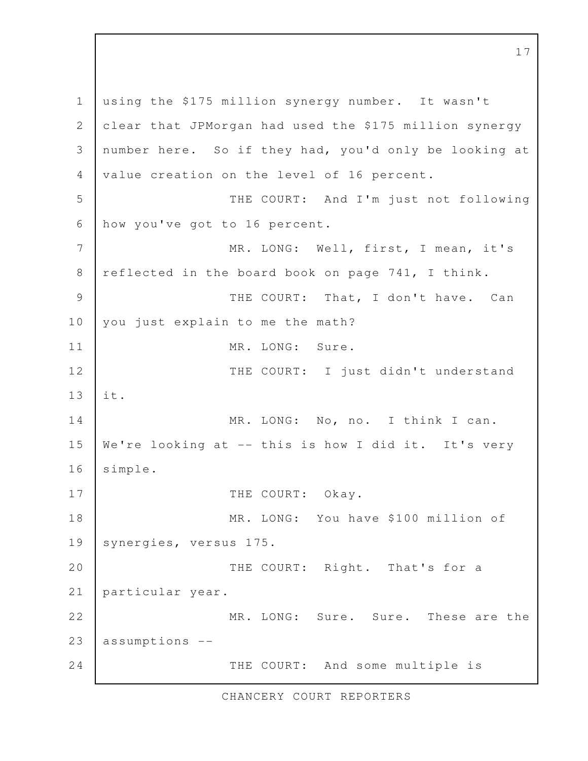using the $175 million synergy number. It wasn't clear that JPMorgan had used the $175 million synergy number here. So if they had, you'd only be looking at value creation on the level of 16 percent.

THE COURT: And I'm just not following how you've got to 16 percent.

MR. LONG: Well, first, I mean, it's reflected in the board book on page 741, I think.

THE COURT: That, I don't have. Can you just explain to me the math?

MR. LONG: Sure.

THE COURT: I just didn't understand it.

MR. LONG: No, no. I think I can. We're looking at -- this is how I did it. It's very simple.

THE COURT: Okay.

MR. LONG: You have $100 million of synergies, versus 175.

THE COURT: Right. That's for a particular year.

MR. LONG: Sure. Sure. These are the assumptions --

THE COURT: And some multiple is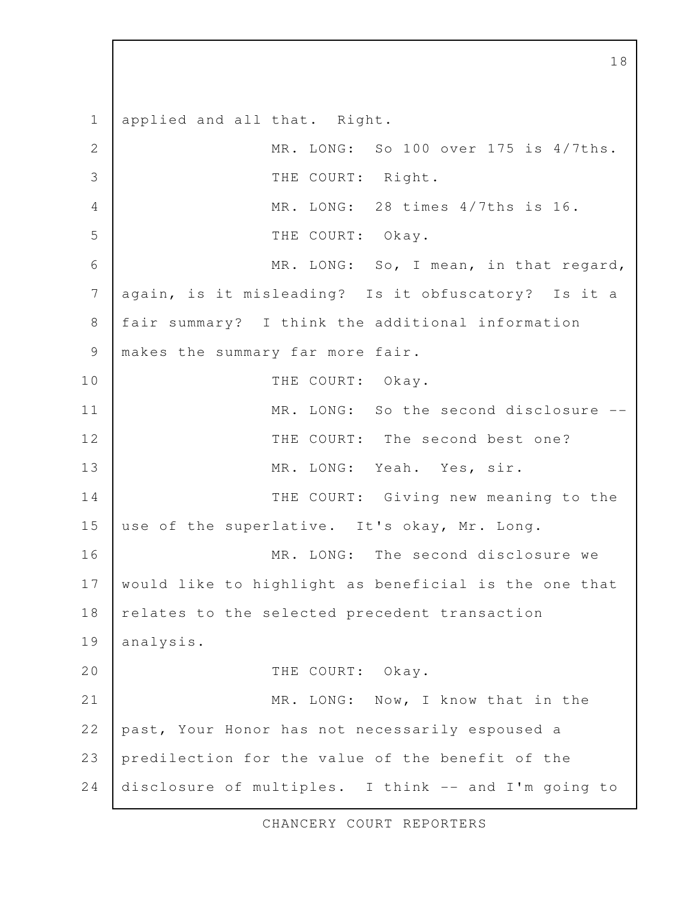applied and all that. Right.

MR. LONG: So 100 over 175 is 4/7ths.

THE COURT: Right.

MR. LONG: 28 times 4/7ths is 16.

THE COURT: Okay.

MR. LONG: So, I mean, in that regard, again, is it misleading? Is it obfuscatory? Is it a fair summary? I think the additional information makes the summary far more fair.

THE COURT: Okay.

MR. LONG: So the second disclosure --

THE COURT: The second best one?

MR. LONG: Yeah. Yes, sir.

THE COURT: Giving new meaning to the use of the superlative. It's okay, Mr. Long.

MR. LONG: The second disclosure we would like to highlight as beneficial is the one that relates to the selected precedent transaction analysis.

THE COURT: Okay.

MR. LONG: Now, I know that in the past, Your Honor has not necessarily espoused a predilection for the value of the benefit of the disclosure of multiples. I think -- and I'm going to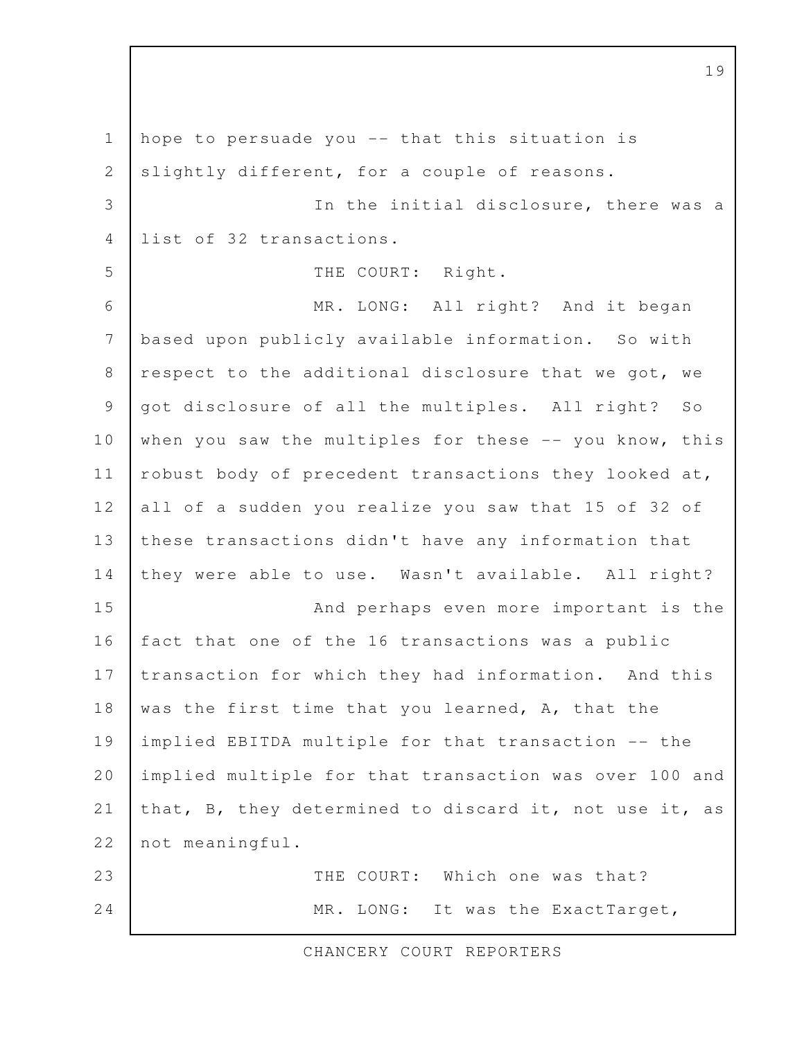hope to persuade you -- that this situation is slightly different, for a couple of reasons.

In the initial disclosure, there was a list of 32 transactions.

THE COURT: Right.

MR. LONG: All right? And it began based upon publicly available information. So with respect to the additional disclosure that we got, we got disclosure of all the multiples. All right? So when you saw the multiples for these -- you know, this robust body of precedent transactions they looked at, all of a sudden you realize you saw that 15 of 32 of these transactions didn't have any information that they were able to use. Wasn't available. All right?

And perhaps even more important is the fact that one of the 16 transactions was a public transaction for which they had information. And this was the first time that you learned, A, that the implied EBITDA multiple for that transaction -- the implied multiple for that transaction was over 100 and that, B, they determined to discard it, not use it, as not meaningful.

THE COURT: Which one was that?

MR. LONG: It was the ExactTarget,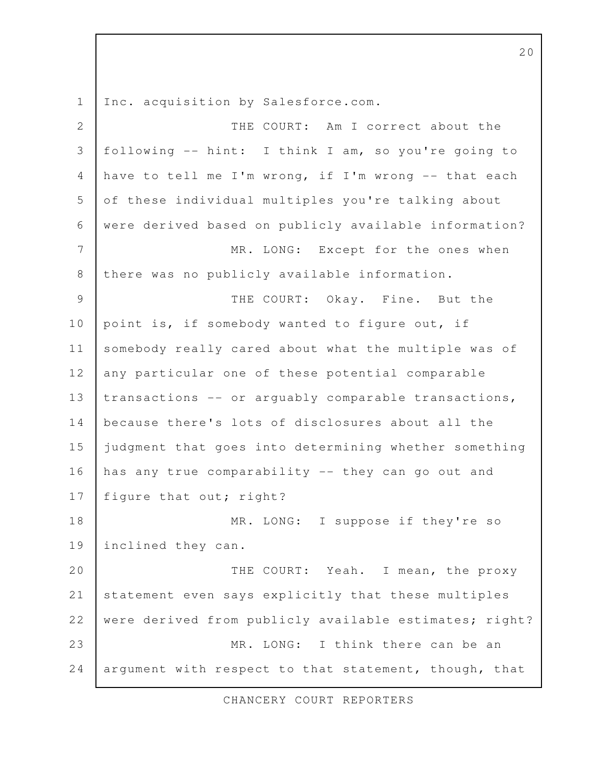Inc. acquisition by Salesforce.com.

THE COURT: Am I correct about the following -- hint: I think I am, so you're going to have to tell me I'm wrong, if I'm wrong -- that each of these individual multiples you're talking about were derived based on publicly available information?

MR. LONG: Except for the ones when there was no publicly available information.

THE COURT: Okay. Fine. But the point is, if somebody wanted to figure out, if somebody really cared about what the multiple was of any particular one of these potential comparable transactions -- or arguably comparable transactions, because there's lots of disclosures about all the judgment that goes into determining whether something has any true comparability -- they can go out and figure that out; right?

MR. LONG: I suppose if they're so inclined they can.

THE COURT: Yeah. I mean, the proxy statement even says explicitly that these multiples were derived from publicly available estimates; right?

MR. LONG: I think there can be an argument with respect to that statement, though, that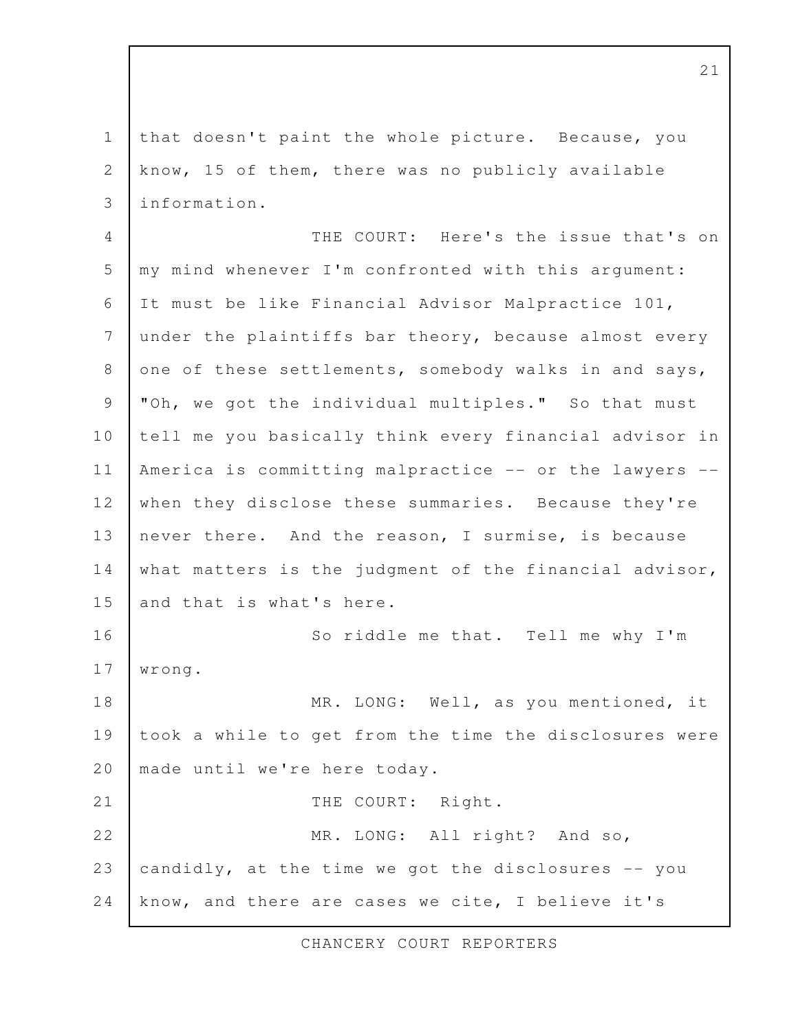that doesn't paint the whole picture. Because, you know, 15 of them, there was no publicly available information.

THE COURT: Here's the issue that's on my mind whenever I'm confronted with this argument: It must be like Financial Advisor Malpractice 101, under the plaintiffs bar theory, because almost every one of these settlements, somebody walks in and says, "Oh, we got the individual multiples." So that must tell me you basically think every financial advisor in America is committing malpractice -- or the lawyers -- when they disclose these summaries. Because they're never there. And the reason, I surmise, is because what matters is the judgment of the financial advisor, and that is what's here.

So riddle me that. Tell me why I'm wrong.

MR. LONG: Well, as you mentioned, it took a while to get from the time the disclosures were made until we're here today.

THE COURT: Right.

MR. LONG: All right? And so, candidly, at the time we got the disclosures -- you know, and there are cases we cite, I believe it's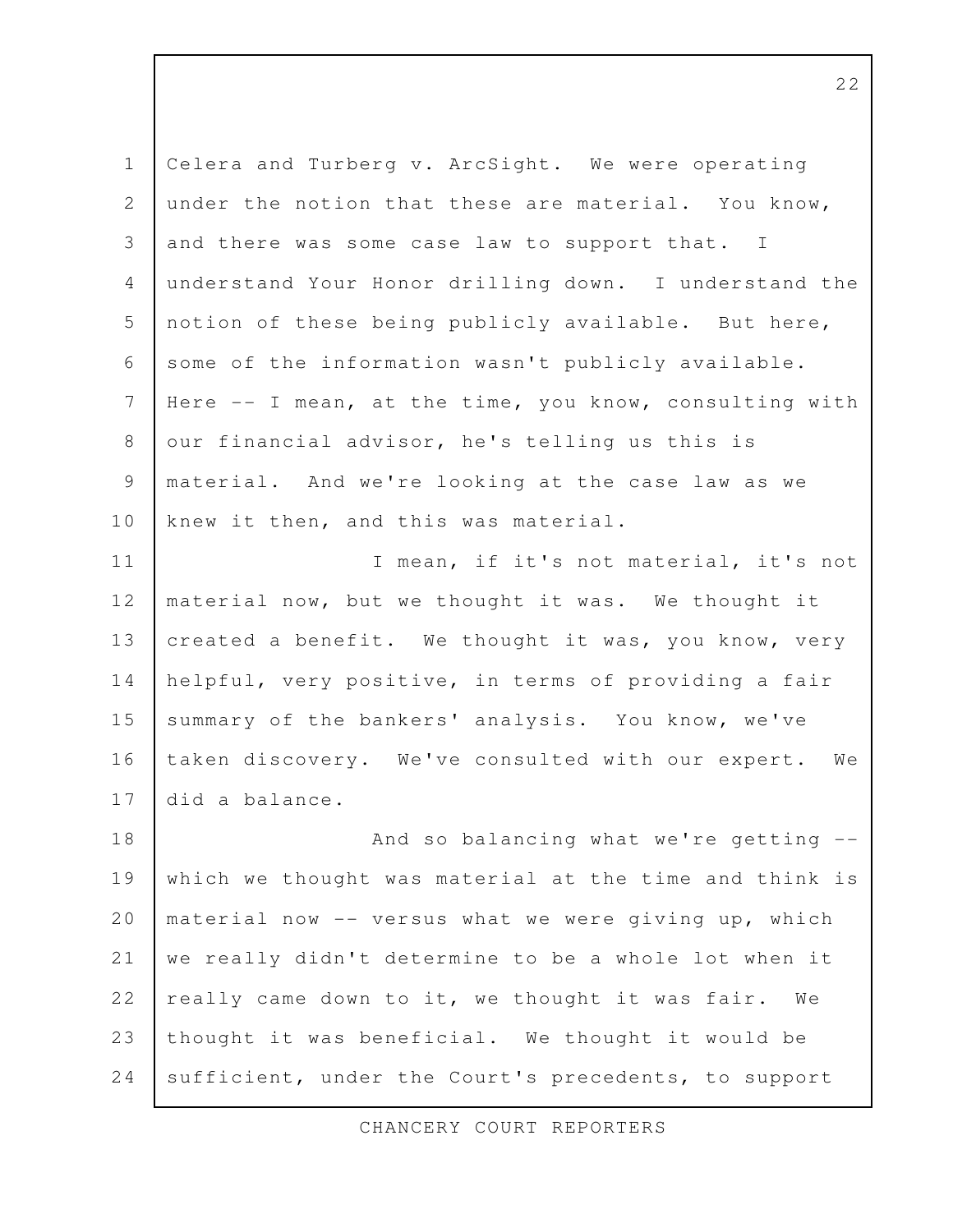Celera and Turberg v. ArcSight. We were operating under the notion that these are material. You know, and there was some case law to support that. I understand Your Honor drilling down. I understand the notion of these being publicly available. But here, some of the information wasn't publicly available. Here -- I mean, at the time, you know, consulting with our financial advisor, he's telling us this is material. And we're looking at the case law as we knew it then, and this was material.

I mean, if it's not material, it's not material now, but we thought it was. We thought it created a benefit. We thought it was, you know, very helpful, very positive, in terms of providing a fair summary of the bankers' analysis. You know, we've taken discovery. We've consulted with our expert. We did a balance.

And so balancing what we're getting -- which we thought was material at the time and think is material now -- versus what we were giving up, which we really didn't determine to be a whole lot when it really came down to it, we thought it was fair. We thought it was beneficial. We thought it would be sufficient, under the Court's precedents, to support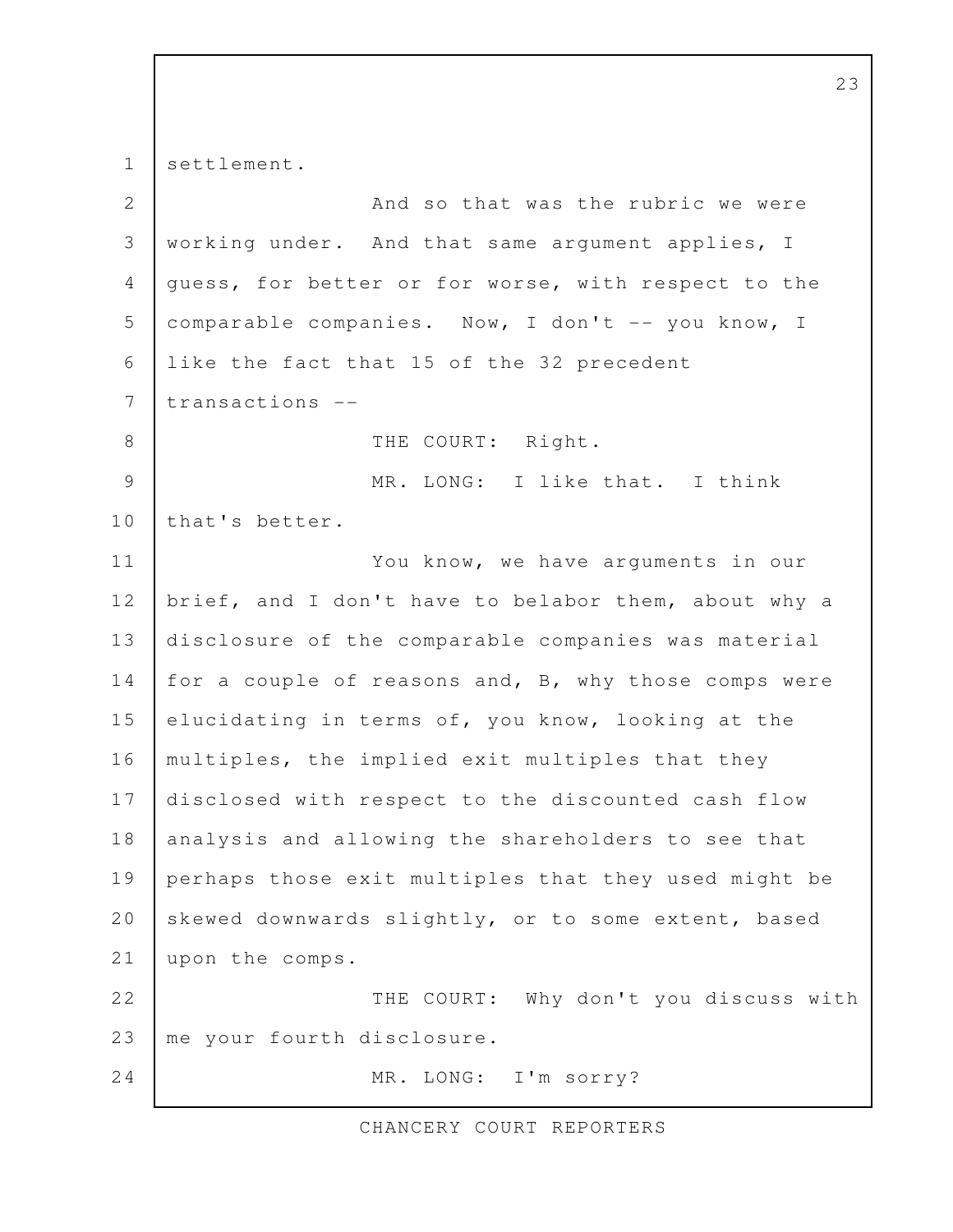settlement.

And so that was the rubric we were working under. And that same argument applies, I guess, for better or for worse, with respect to the comparable companies. Now, I don't -- you know, I like the fact that 15 of the 32 precedent transactions --

THE COURT: Right.

MR. LONG: I like that. I think that's better.

You know, we have arguments in our brief, and I don't have to belabor them, about why a disclosure of the comparable companies was material for a couple of reasons and, B, why those comps were elucidating in terms of, you know, looking at the multiples, the implied exit multiples that they disclosed with respect to the discounted cash flow analysis and allowing the shareholders to see that perhaps those exit multiples that they used might be skewed downwards slightly, or to some extent, based upon the comps.

THE COURT: Why don't you discuss with me your fourth disclosure.

MR. LONG: I'm sorry?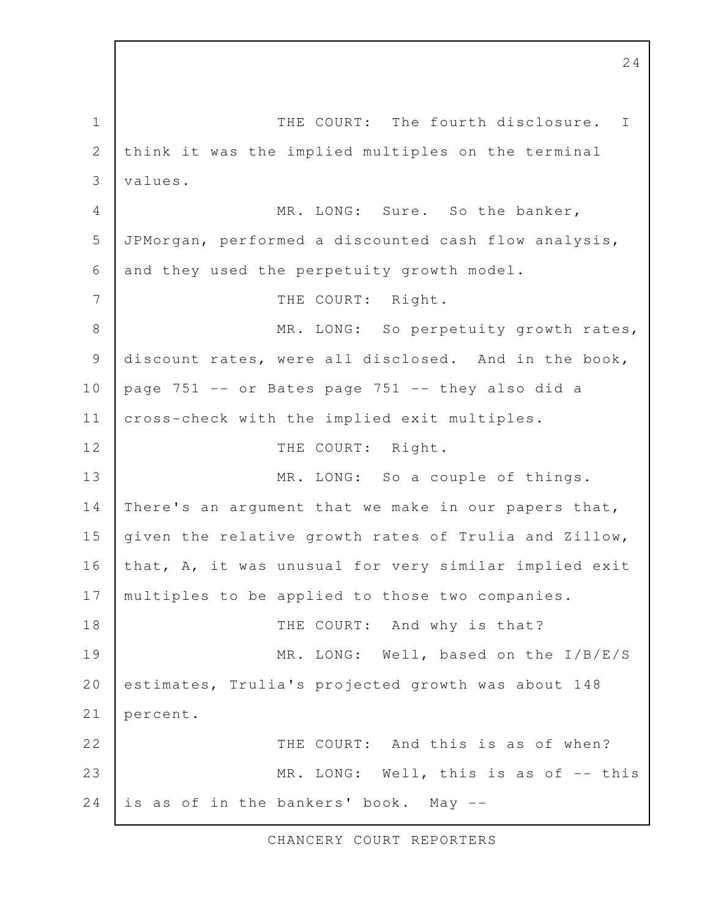THE COURT: The fourth disclosure. I think it was the implied multiples on the terminal values.

MR. LONG: Sure. So the banker, JPMorgan, performed a discounted cash flow analysis, and they used the perpetuity growth model.

THE COURT: Right.

MR. LONG: So perpetuity growth rates, discount rates, were all disclosed. And in the book, page 751 -- or Bates page 751 -- they also did a cross-check with the implied exit multiples.

THE COURT: Right.

MR. LONG: So a couple of things. There's an argument that we make in our papers that, given the relative growth rates of Trulia and Zillow, that, A, it was unusual for very similar implied exit multiples to be applied to those two companies.

THE COURT: And why is that?

MR. LONG: Well, based on the I/B/E/S estimates, Trulia's projected growth was about 148 percent.

THE COURT: And this is as of when?

MR. LONG: Well, this is as of -- this is as of in the bankers' book. May --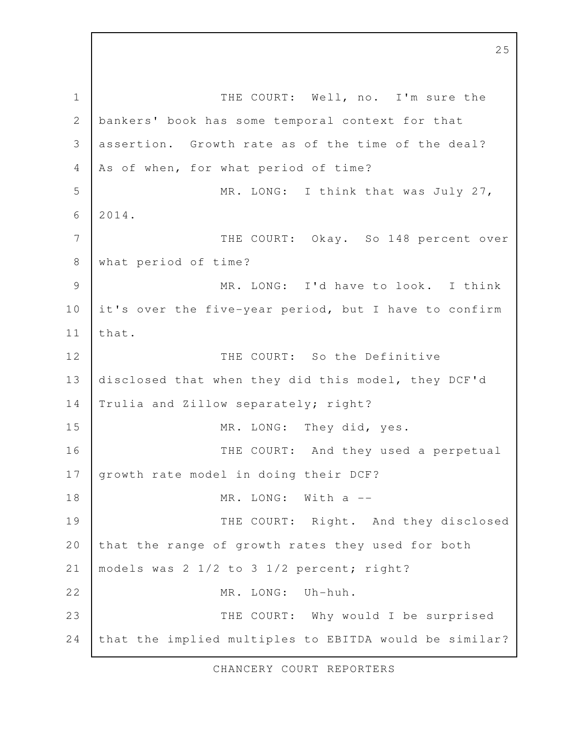THE COURT: Well, no. I'm sure the bankers' book has some temporal context for that assertion. Growth rate as of the time of the deal? As of when, for what period of time?

MR. LONG: I think that was July 27, 2014.

THE COURT: Okay. So 148 percent over what period of time?

MR. LONG: I'd have to look. I think it's over the five-year period, but I have to confirm that.

THE COURT: So the Definitive disclosed that when they did this model, they DCF'd Trulia and Zillow separately; right?

MR. LONG: They did, yes.

THE COURT: And they used a perpetual growth rate model in doing their DCF?

MR. LONG: With a --

THE COURT: Right. And they disclosed that the range of growth rates they used for both models was 2 1/2 to 3 1/2 percent; right?

MR. LONG: Uh-huh.

THE COURT: Why would I be surprised that the implied multiples to EBITDA would be similar?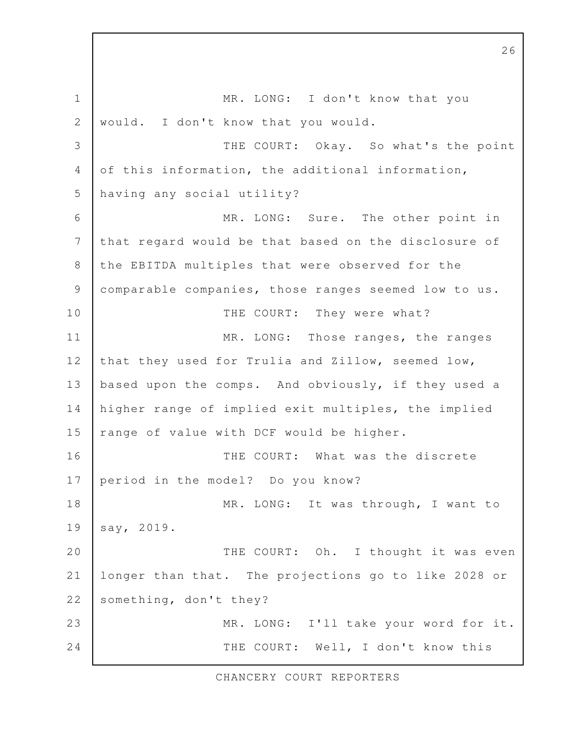MR. LONG: I don't know that you would. I don't know that you would.

THE COURT: Okay. So what's the point of this information, the additional information, having any social utility?

MR. LONG: Sure. The other point in that regard would be that based on the disclosure of the EBITDA multiples that were observed for the comparable companies, those ranges seemed low to us.

THE COURT: They were what?

MR. LONG: Those ranges, the ranges that they used for Trulia and Zillow, seemed low, based upon the comps. And obviously, if they used a higher range of implied exit multiples, the implied range of value with DCF would be higher.

THE COURT: What was the discrete period in the model? Do you know?

MR. LONG: It was through, I want to say, 2019.

THE COURT: Oh. I thought it was even longer than that. The projections go to like 2028 or something, don't they?

MR. LONG: I'll take your word for it.

THE COURT: Well, I don't know this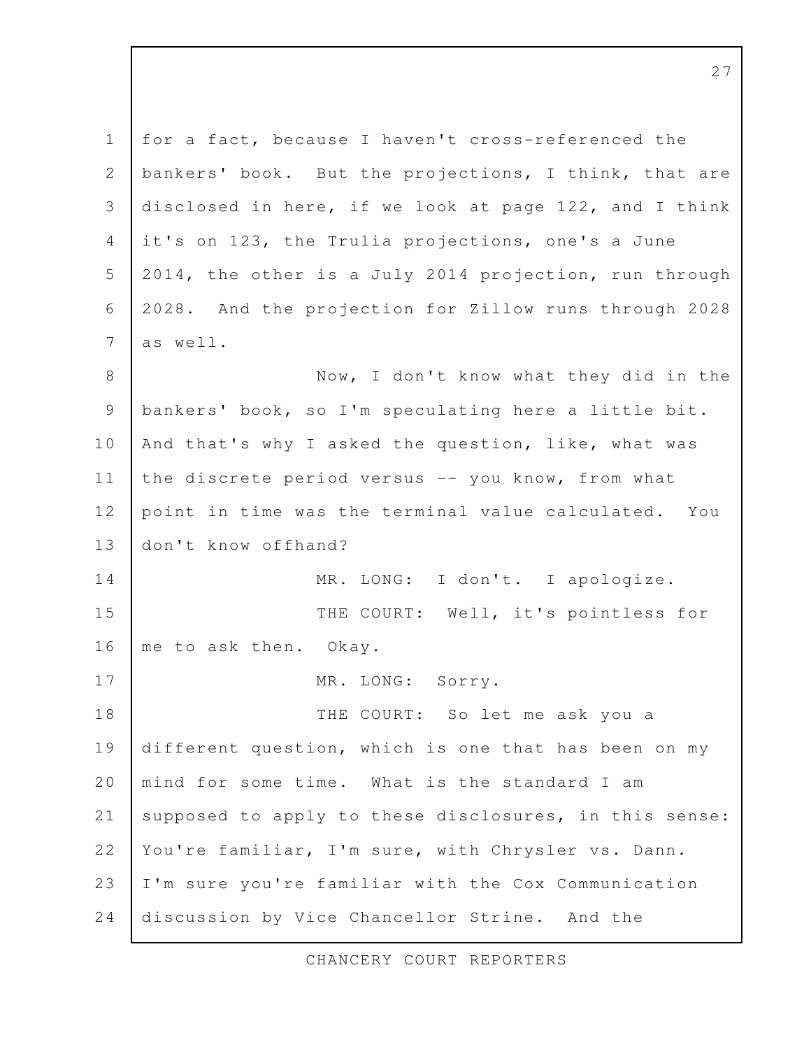for a fact, because I haven't cross-referenced the bankers' book. But the projections, I think, that are disclosed in here, if we look at page 122, and I think it's on 123, the Trulia projections, one's a June 2014, the other is a July 2014 projection, run through 2028. And the projection for Zillow runs through 2028 as well.

Now, I don't know what they did in the bankers' book, so I'm speculating here a little bit. And that's why I asked the question, like, what was the discrete period versus -- you know, from what point in time was the terminal value calculated. You don't know offhand?

MR. LONG: I don't. I apologize.

THE COURT: Well, it's pointless for me to ask then. Okay.

MR. LONG: Sorry.

THE COURT: So let me ask you a different question, which is one that has been on my mind for some time. What is the standard I am supposed to apply to these disclosures, in this sense: You're familiar, I'm sure, with Chrysler vs. Dann. I'm sure you're familiar with the Cox Communication discussion by Vice Chancellor Strine. And the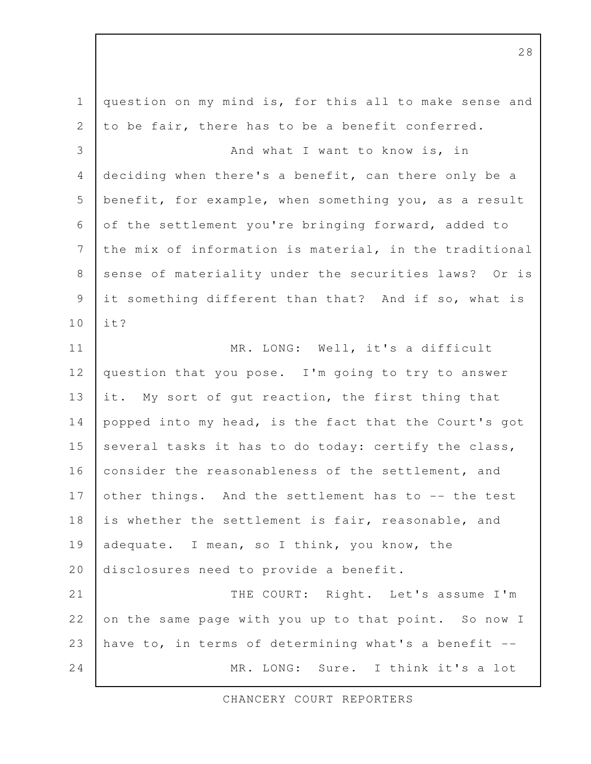question on my mind is, for this all to make sense and to be fair, there has to be a benefit conferred.

And what I want to know is, in deciding when there's a benefit, can there only be a benefit, for example, when something you, as a result of the settlement you're bringing forward, added to the mix of information is material, in the traditional sense of materiality under the securities laws? Or is it something different than that? And if so, what is it?

MR. LONG: Well, it's a difficult question that you pose. I'm going to try to answer it. My sort of gut reaction, the first thing that popped into my head, is the fact that the Court's got several tasks it has to do today: certify the class, consider the reasonableness of the settlement, and other things. And the settlement has to -- the test is whether the settlement is fair, reasonable, and adequate. I mean, so I think, you know, the disclosures need to provide a benefit.

THE COURT: Right. Let's assume I'm on the same page with you up to that point. So now I have to, in terms of determining what's a benefit --

MR. LONG: Sure. I think it's a lot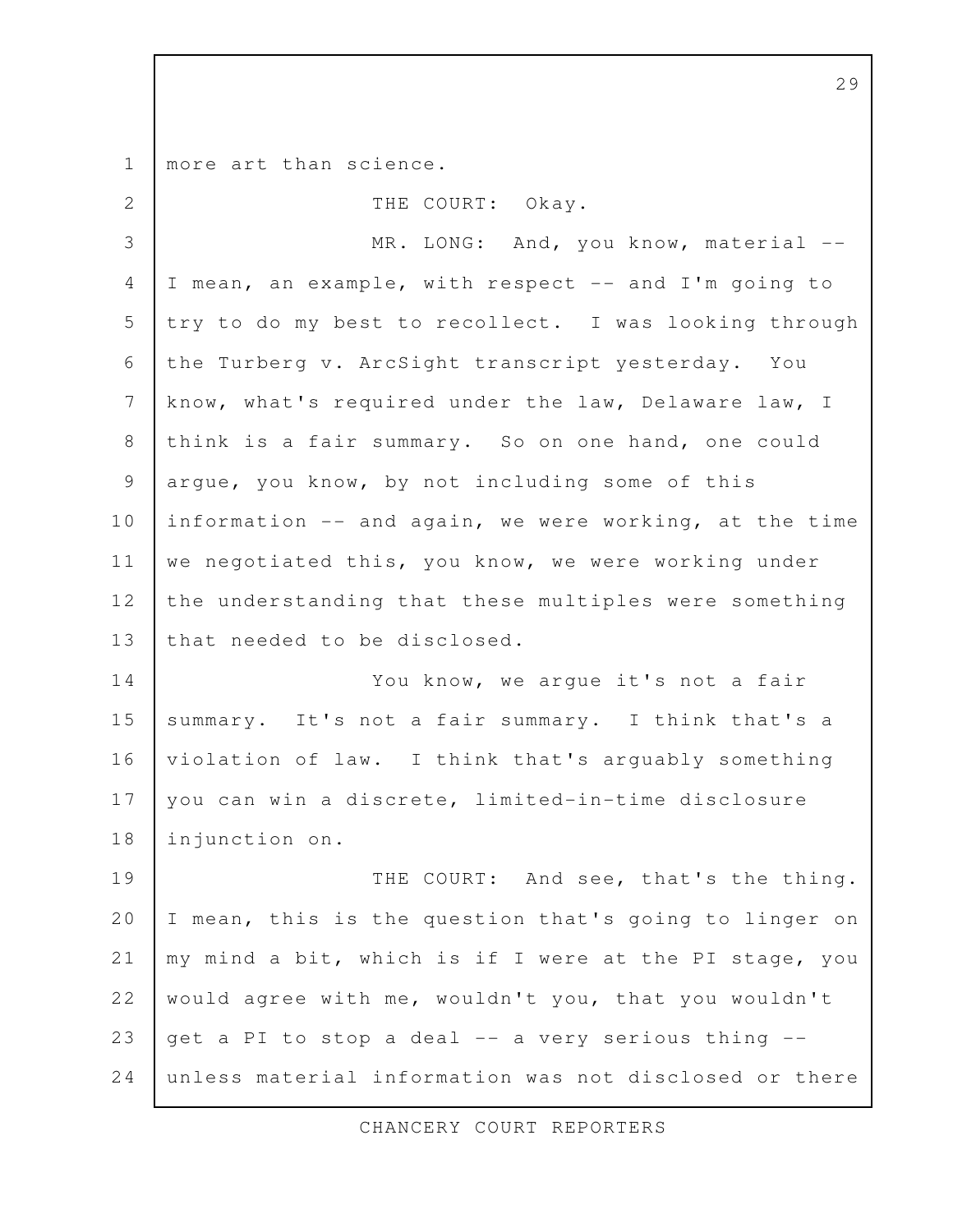more art than science.

THE COURT: Okay.

MR. LONG: And, you know, material -- I mean, an example, with respect -- and I'm going to try to do my best to recollect. I was looking through the Turberg v. ArcSight transcript yesterday. You know, what's required under the law, Delaware law, I think is a fair summary. So on one hand, one could argue, you know, by not including some of this information -- and again, we were working, at the time we negotiated this, you know, we were working under the understanding that these multiples were something that needed to be disclosed.

You know, we argue it's not a fair summary. It's not a fair summary. I think that's a violation of law. I think that's arguably something you can win a discrete, limited-in-time disclosure injunction on.

THE COURT: And see, that's the thing. I mean, this is the question that's going to linger on my mind a bit, which is if I were at the PI stage, you would agree with me, wouldn't you, that you wouldn't get a PI to stop a deal -- a very serious thing -- unless material information was not disclosed or there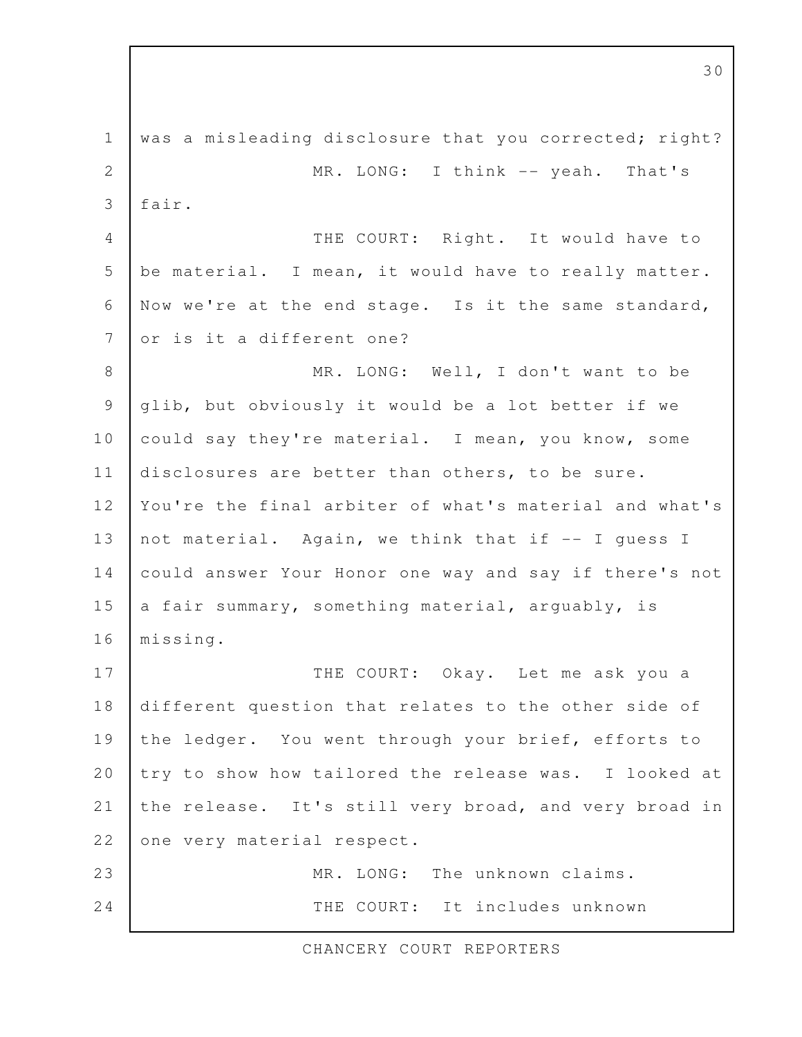was a misleading disclosure that you corrected; right?

MR. LONG: I think -- yeah. That's fair.

THE COURT: Right. It would have to be material. I mean, it would have to really matter. Now we're at the end stage. Is it the same standard, or is it a different one?

MR. LONG: Well, I don't want to be glib, but obviously it would be a lot better if we could say they're material. I mean, you know, some disclosures are better than others, to be sure. You're the final arbiter of what's material and what's not material. Again, we think that if -- I guess I could answer Your Honor one way and say if there's not a fair summary, something material, arguably, is missing.

THE COURT: Okay. Let me ask you a different question that relates to the other side of the ledger. You went through your brief, efforts to try to show how tailored the release was. I looked at the release. It's still very broad, and very broad in one very material respect.

MR. LONG: The unknown claims.

THE COURT: It includes unknown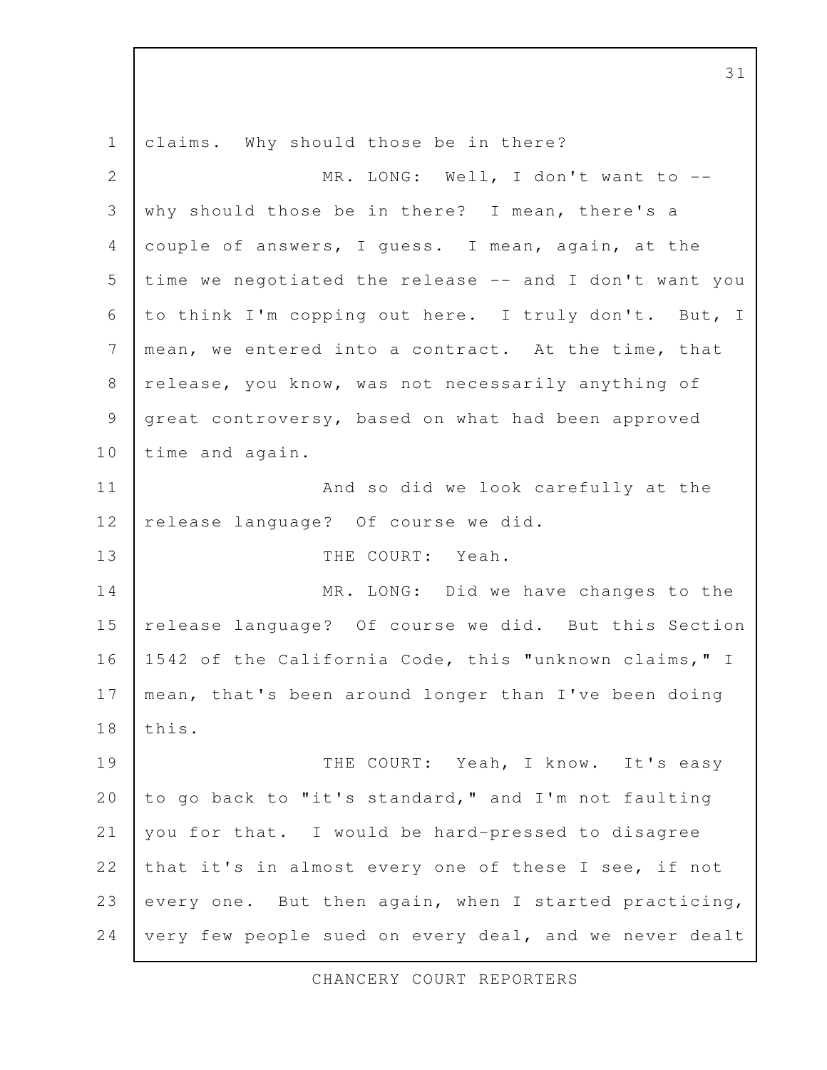claims. Why should those be in there?

MR. LONG: Well, I don't want to -- why should those be in there? I mean, there's a couple of answers, I guess. I mean, again, at the time we negotiated the release -- and I don't want you to think I'm copping out here. I truly don't. But, I mean, we entered into a contract. At the time, that release, you know, was not necessarily anything of great controversy, based on what had been approved time and again.

And so did we look carefully at the release language? Of course we did.

THE COURT: Yeah.

MR. LONG: Did we have changes to the release language? Of course we did. But this Section 1542 of the California Code, this "unknown claims," I mean, that's been around longer than I've been doing this.

THE COURT: Yeah, I know. It's easy to go back to "it's standard," and I'm not faulting you for that. I would be hard-pressed to disagree that it's in almost every one of these I see, if not every one. But then again, when I started practicing, very few people sued on every deal, and we never dealt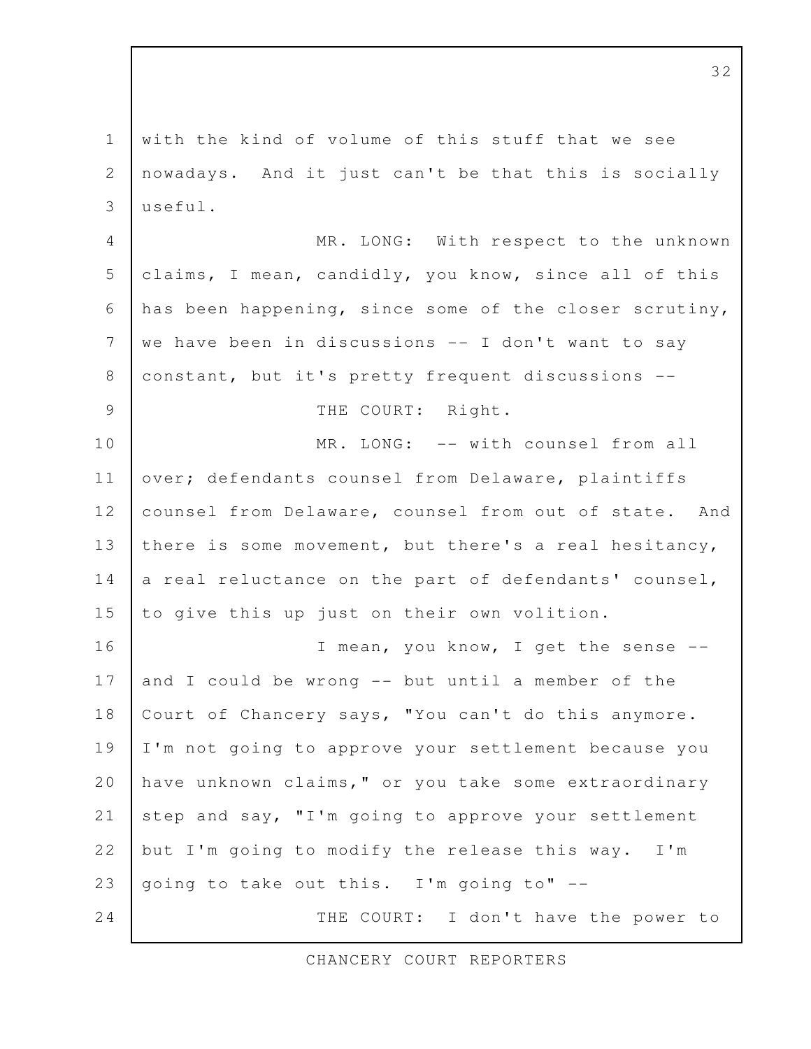with the kind of volume of this stuff that we see nowadays. And it just can't be that this is socially useful.

MR. LONG: With respect to the unknown claims, I mean, candidly, you know, since all of this has been happening, since some of the closer scrutiny, we have been in discussions -- I don't want to say constant, but it's pretty frequent discussions --

THE COURT: Right.

MR. LONG: -- with counsel from all over; defendants counsel from Delaware, plaintiffs counsel from Delaware, counsel from out of state. And there is some movement, but there's a real hesitancy, a real reluctance on the part of defendants' counsel, to give this up just on their own volition.

I mean, you know, I get the sense -- and I could be wrong -- but until a member of the Court of Chancery says, "You can't do this anymore. I'm not going to approve your settlement because you have unknown claims," or you take some extraordinary step and say, "I'm going to approve your settlement but I'm going to modify the release this way. I'm going to take out this. I'm going to" --

THE COURT: I don't have the power to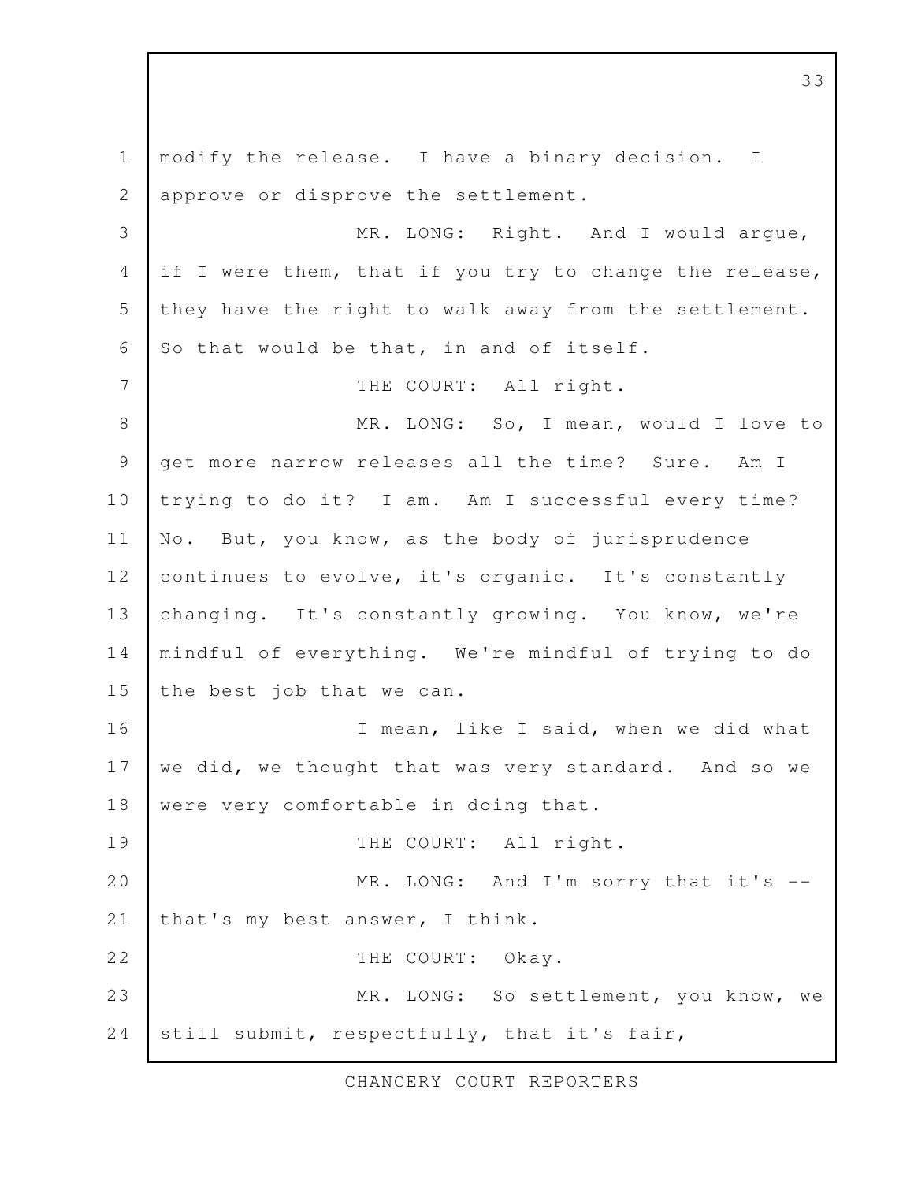modify the release. I have a binary decision. I approve or disprove the settlement.

MR. LONG: Right. And I would argue, if I were them, that if you try to change the release, they have the right to walk away from the settlement. So that would be that, in and of itself.

THE COURT: All right.

MR. LONG: So, I mean, would I love to get more narrow releases all the time? Sure. Am I trying to do it? I am. Am I successful every time? No. But, you know, as the body of jurisprudence continues to evolve, it's organic. It's constantly changing. It's constantly growing. You know, we're mindful of everything. We're mindful of trying to do the best job that we can.

I mean, like I said, when we did what we did, we thought that was very standard. And so we were very comfortable in doing that.

THE COURT: All right.

MR. LONG: And I'm sorry that it's -- that's my best answer, I think.

THE COURT: Okay.

MR. LONG: So settlement, you know, we still submit, respectfully, that it's fair,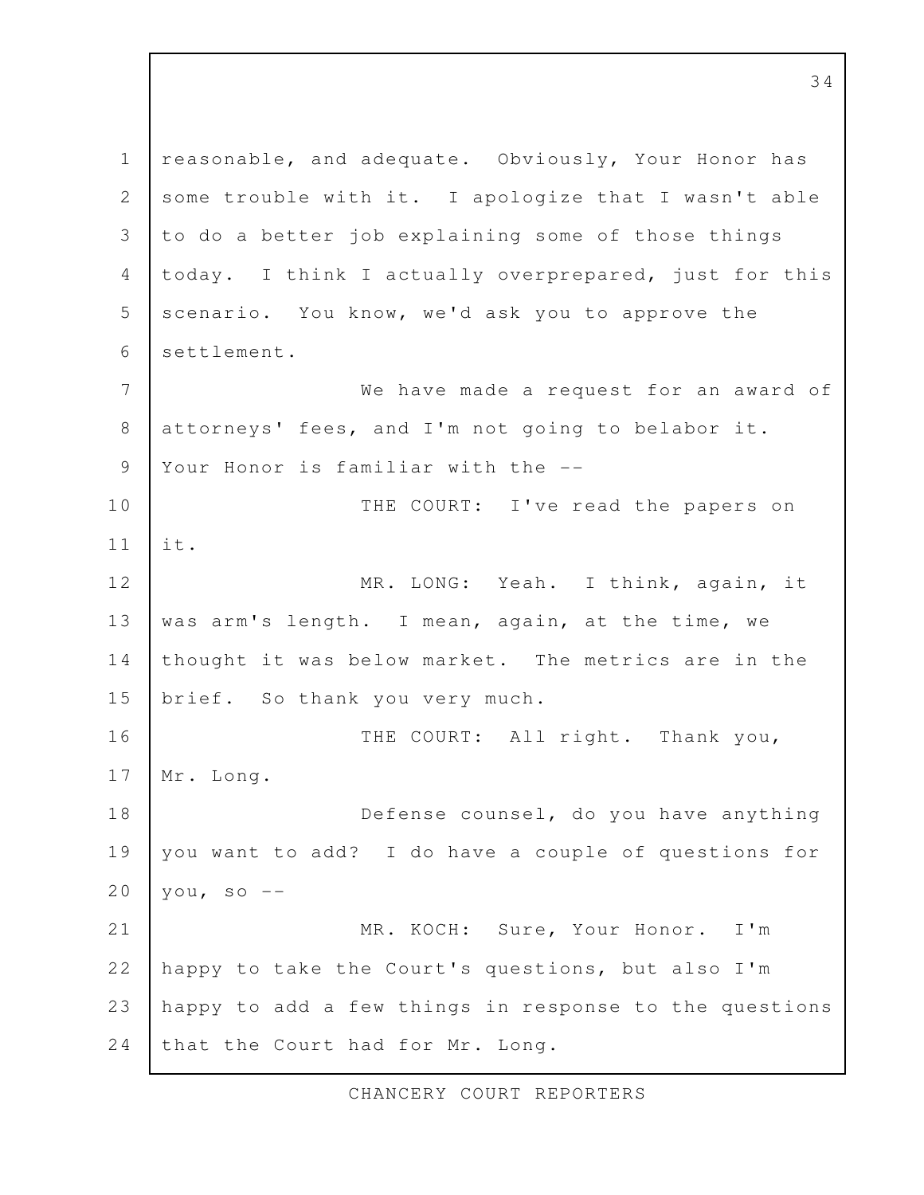reasonable, and adequate. Obviously, Your Honor has some trouble with it. I apologize that I wasn't able to do a better job explaining some of those things today. I think I actually overprepared, just for this scenario. You know, we'd ask you to approve the settlement.

We have made a request for an award of attorneys' fees, and I'm not going to belabor it. Your Honor is familiar with the --

THE COURT: I've read the papers on it.

MR. LONG: Yeah. I think, again, it was arm's length. I mean, again, at the time, we thought it was below market. The metrics are in the brief. So thank you very much.

THE COURT: All right. Thank you, Mr. Long.

Defense counsel, do you have anything you want to add? I do have a couple of questions for you, so --

MR. KOCH: Sure, Your Honor. I'm happy to take the Court's questions, but also I'm happy to add a few things in response to the questions that the Court had for Mr. Long.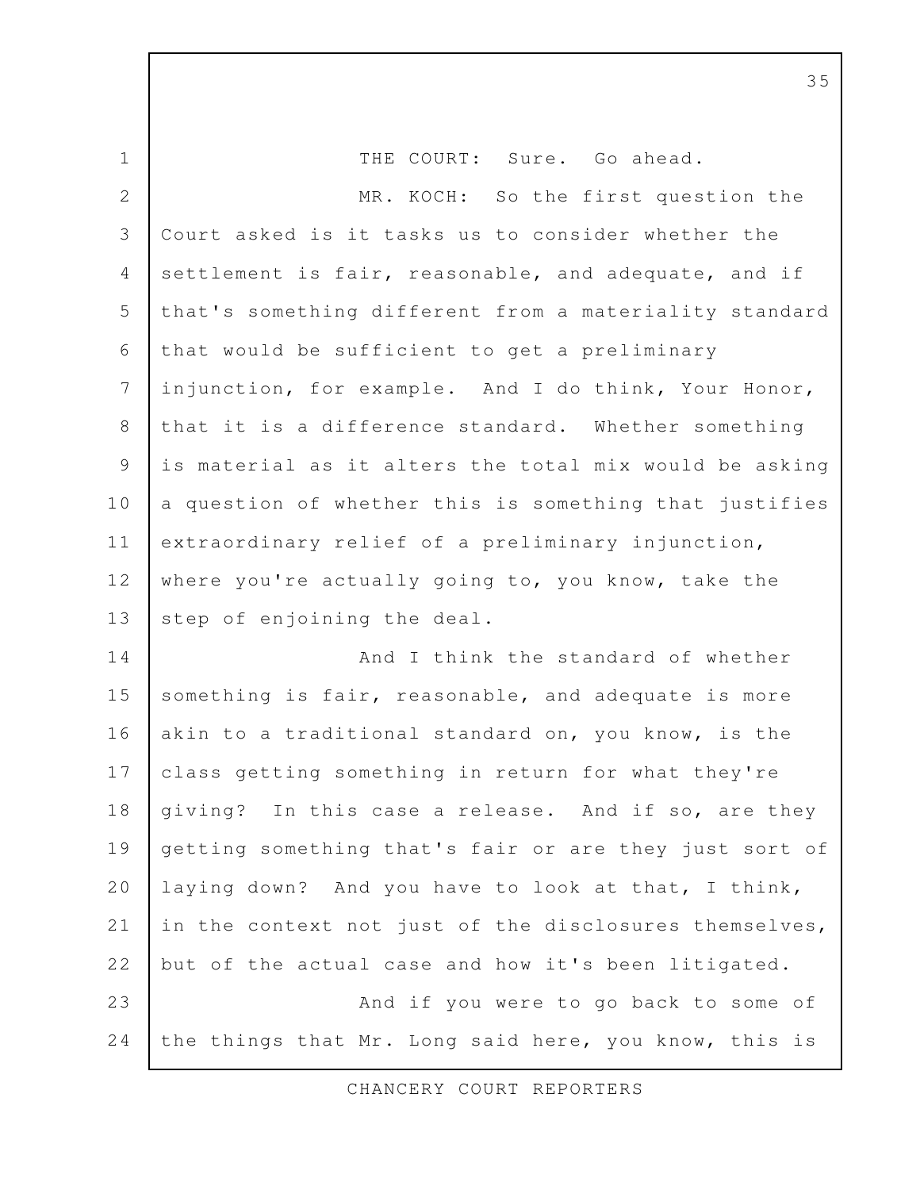THE COURT: Sure. Go ahead.

MR. KOCH: So the first question the Court asked is it tasks us to consider whether the settlement is fair, reasonable, and adequate, and if that's something different from a materiality standard that would be sufficient to get a preliminary injunction, for example. And I do think, Your Honor, that it is a difference standard. Whether something is material as it alters the total mix would be asking a question of whether this is something that justifies extraordinary relief of a preliminary injunction, where you're actually going to, you know, take the step of enjoining the deal.

And I think the standard of whether something is fair, reasonable, and adequate is more akin to a traditional standard on, you know, is the class getting something in return for what they're giving? In this case a release. And if so, are they getting something that's fair or are they just sort of laying down? And you have to look at that, I think, in the context not just of the disclosures themselves, but of the actual case and how it's been litigated.

And if you were to go back to some of the things that Mr. Long said here, you know, this is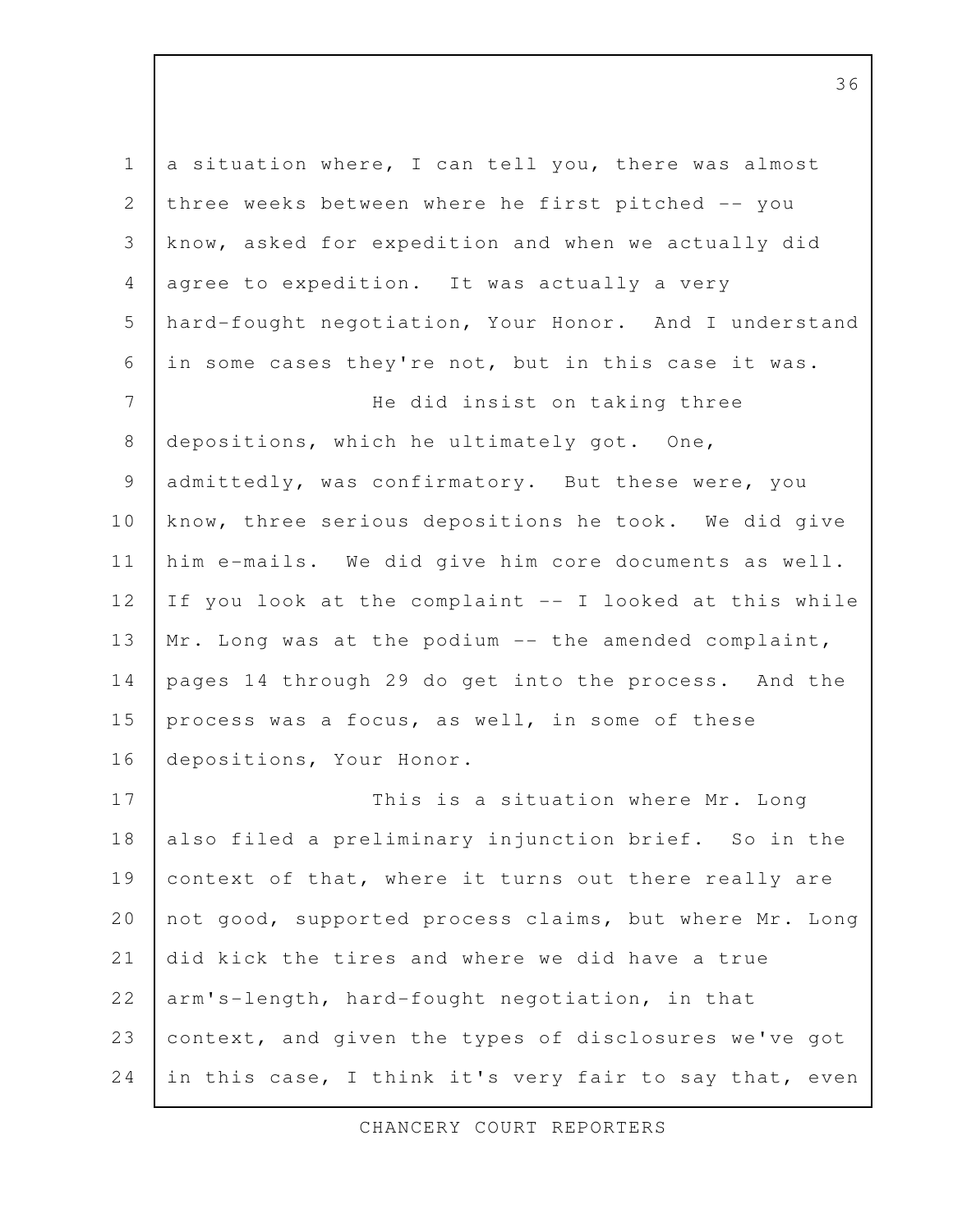a situation where, I can tell you, there was almost three weeks between where he first pitched -- you know, asked for expedition and when we actually did agree to expedition. It was actually a very hard-fought negotiation, Your Honor. And I understand in some cases they're not, but in this case it was.

He did insist on taking three depositions, which he ultimately got. One, admittedly, was confirmatory. But these were, you know, three serious depositions he took. We did give him e-mails. We did give him core documents as well. If you look at the complaint -- I looked at this while Mr. Long was at the podium -- the amended complaint, pages 14 through 29 do get into the process. And the process was a focus, as well, in some of these depositions, Your Honor.

This is a situation where Mr. Long also filed a preliminary injunction brief. So in the context of that, where it turns out there really are not good, supported process claims, but where Mr. Long did kick the tires and where we did have a true arm's-length, hard-fought negotiation, in that context, and given the types of disclosures we've got in this case, I think it's very fair to say that, even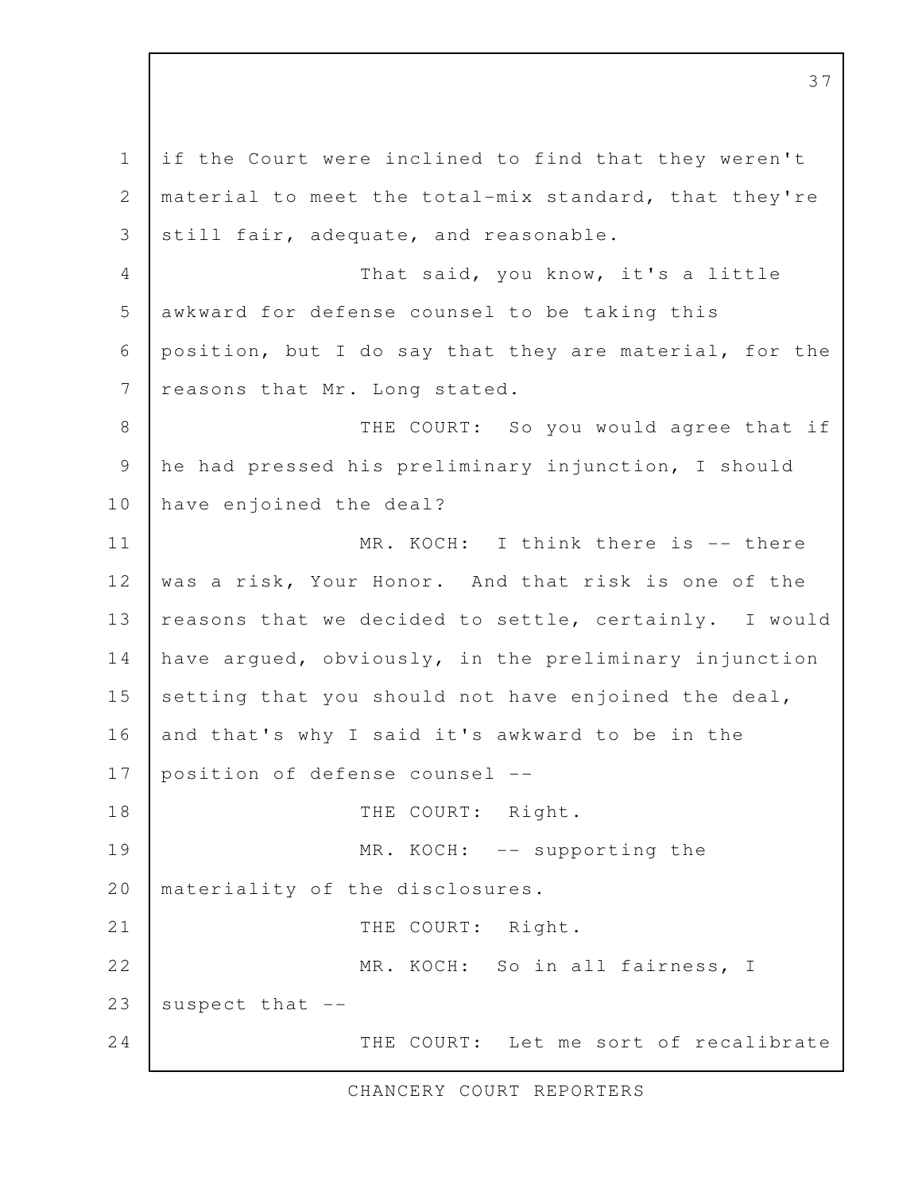if the Court were inclined to find that they weren't material to meet the total-mix standard, that they're still fair, adequate, and reasonable.

That said, you know, it's a little awkward for defense counsel to be taking this position, but I do say that they are material, for the reasons that Mr. Long stated.

THE COURT: So you would agree that if he had pressed his preliminary injunction, I should have enjoined the deal?

MR. KOCH: I think there is -- there was a risk, Your Honor. And that risk is one of the reasons that we decided to settle, certainly. I would have argued, obviously, in the preliminary injunction setting that you should not have enjoined the deal, and that's why I said it's awkward to be in the position of defense counsel --

THE COURT: Right.

MR. KOCH: -- supporting the materiality of the disclosures.

THE COURT: Right.

MR. KOCH: So in all fairness, I suspect that --

THE COURT: Let me sort of recalibrate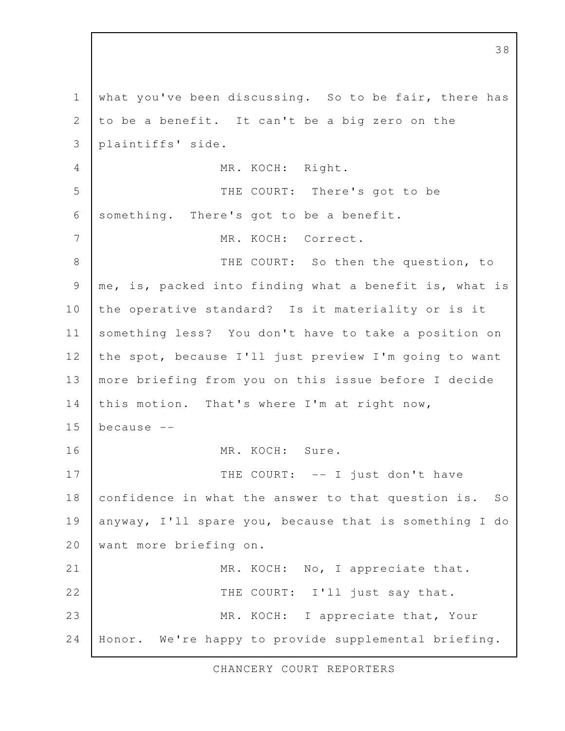what you've been discussing. So to be fair, there has to be a benefit. It can't be a big zero on the plaintiffs' side.

MR. KOCH: Right.

THE COURT: There's got to be something. There's got to be a benefit.

MR. KOCH: Correct.

THE COURT: So then the question, to me, is, packed into finding what a benefit is, what is the operative standard? Is it materiality or is it something less? You don't have to take a position on the spot, because I'll just preview I'm going to want more briefing from you on this issue before I decide this motion. That's where I'm at right now, because --

MR. KOCH: Sure.

THE COURT: -- I just don't have confidence in what the answer to that question is. So anyway, I'll spare you, because that is something I do want more briefing on.

MR. KOCH: No, I appreciate that.

THE COURT: I'll just say that.

MR. KOCH: I appreciate that, Your Honor. We're happy to provide supplemental briefing.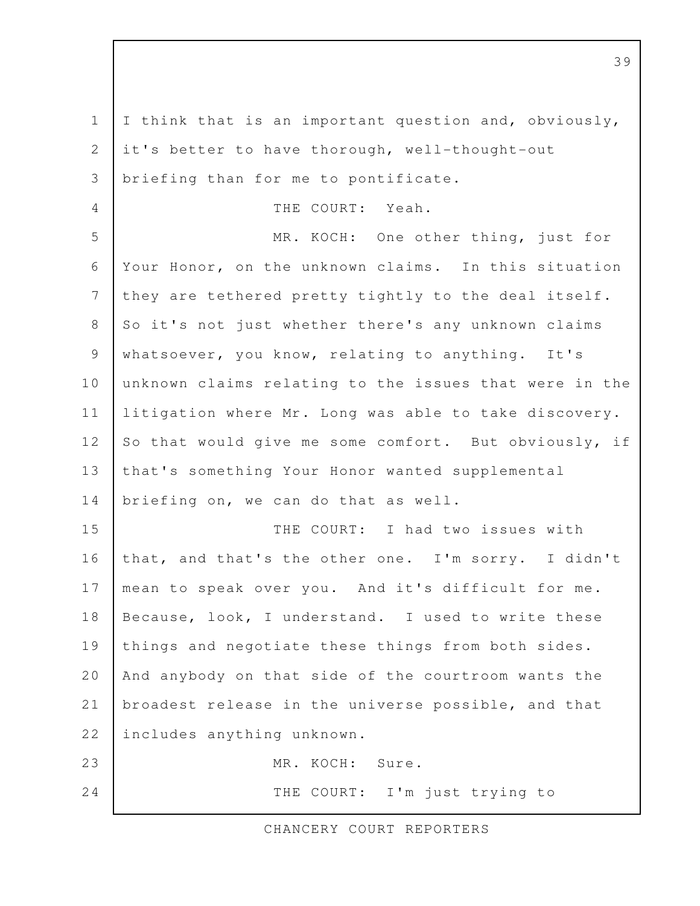I think that is an important question and, obviously, it's better to have thorough, well-thought-out briefing than for me to pontificate.

THE COURT: Yeah.

MR. KOCH: One other thing, just for Your Honor, on the unknown claims. In this situation they are tethered pretty tightly to the deal itself. So it's not just whether there's any unknown claims whatsoever, you know, relating to anything. It's unknown claims relating to the issues that were in the litigation where Mr. Long was able to take discovery. So that would give me some comfort. But obviously, if that's something Your Honor wanted supplemental briefing on, we can do that as well.

THE COURT: I had two issues with that, and that's the other one. I'm sorry. I didn't mean to speak over you. And it's difficult for me. Because, look, I understand. I used to write these things and negotiate these things from both sides. And anybody on that side of the courtroom wants the broadest release in the universe possible, and that includes anything unknown.

MR. KOCH: Sure.

THE COURT: I'm just trying to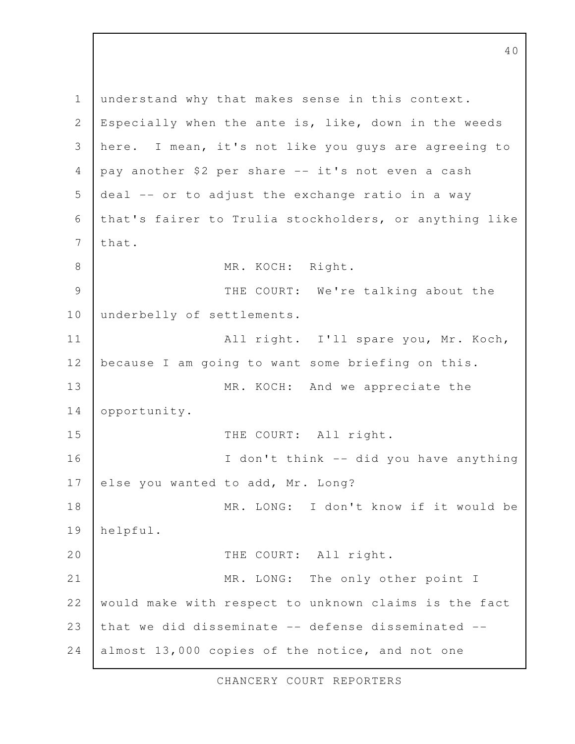understand why that makes sense in this context. Especially when the ante is, like, down in the weeds here. I mean, it's not like you guys are agreeing to pay another $2 per share -- it's not even a cash deal -- or to adjust the exchange ratio in a way that's fairer to Trulia stockholders, or anything like that.

MR. KOCH: Right.

THE COURT: We're talking about the underbelly of settlements.

All right. I'll spare you, Mr. Koch, because I am going to want some briefing on this.

MR. KOCH: And we appreciate the opportunity.

THE COURT: All right.

I don't think -- did you have anything else you wanted to add, Mr. Long?

MR. LONG: I don't know if it would be helpful.

THE COURT: All right.

MR. LONG: The only other point I would make with respect to unknown claims is the fact that we did disseminate -- defense disseminated -- almost 13,000 copies of the notice, and not one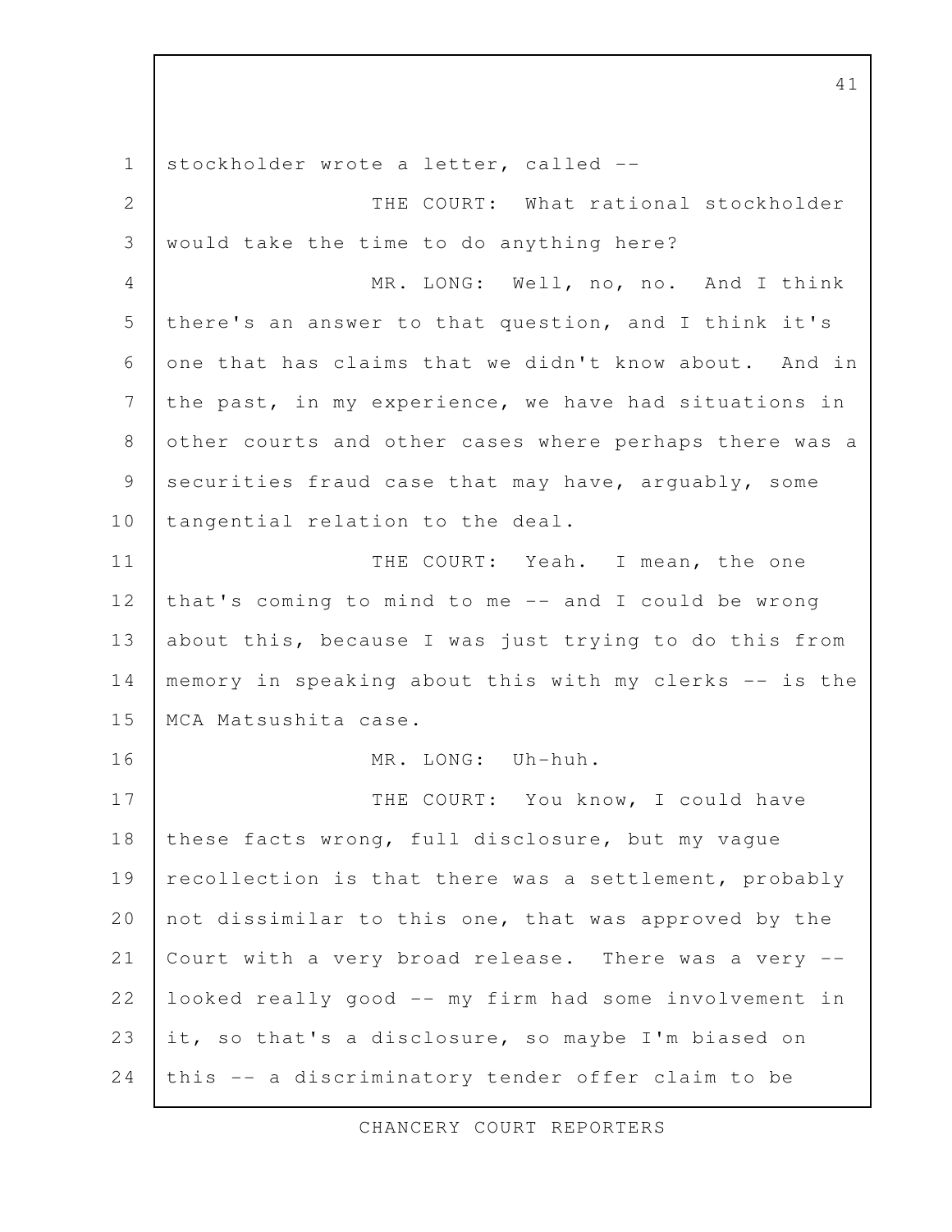stockholder wrote a letter, called --

THE COURT: What rational stockholder would take the time to do anything here?

MR. LONG: Well, no, no. And I think there's an answer to that question, and I think it's one that has claims that we didn't know about. And in the past, in my experience, we have had situations in other courts and other cases where perhaps there was a securities fraud case that may have, arguably, some tangential relation to the deal.

THE COURT: Yeah. I mean, the one that's coming to mind to me -- and I could be wrong about this, because I was just trying to do this from memory in speaking about this with my clerks -- is the MCA Matsushita case.

MR. LONG: Uh-huh.

THE COURT: You know, I could have these facts wrong, full disclosure, but my vague recollection is that there was a settlement, probably not dissimilar to this one, that was approved by the Court with a very broad release. There was a very -- looked really good -- my firm had some involvement in it, so that's a disclosure, so maybe I'm biased on this -- a discriminatory tender offer claim to be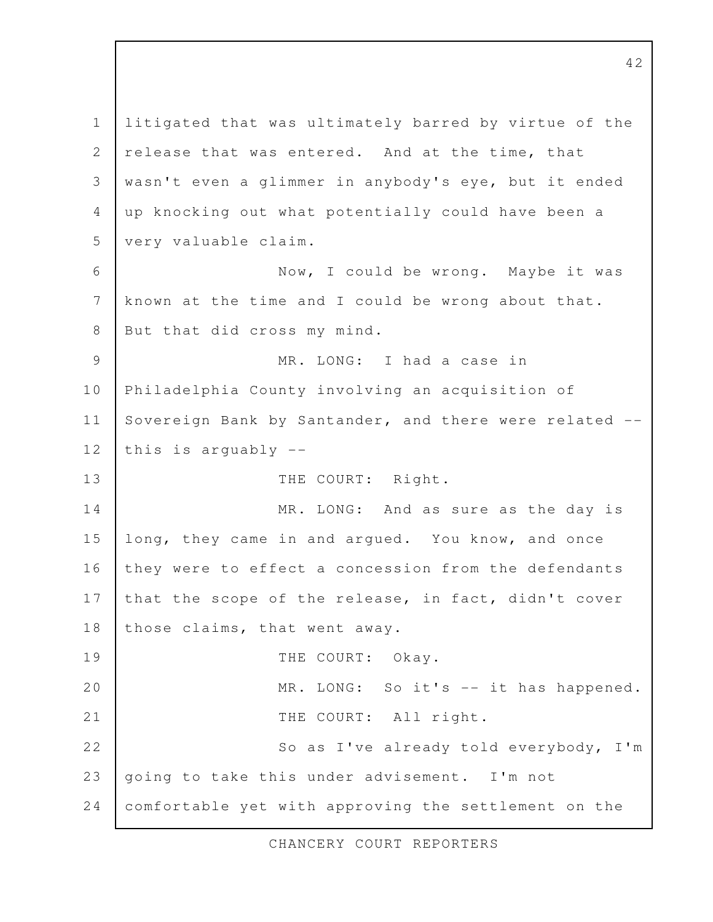litigated that was ultimately barred by virtue of the release that was entered. And at the time, that wasn't even a glimmer in anybody's eye, but it ended up knocking out what potentially could have been a very valuable claim.

Now, I could be wrong. Maybe it was known at the time and I could be wrong about that. But that did cross my mind.

MR. LONG: I had a case in Philadelphia County involving an acquisition of Sovereign Bank by Santander, and there were related -- this is arguably --

THE COURT: Right.

MR. LONG: And as sure as the day is long, they came in and argued. You know, and once they were to effect a concession from the defendants that the scope of the release, in fact, didn't cover those claims, that went away.

THE COURT: Okay.

MR. LONG: So it's -- it has happened.

THE COURT: All right.

So as I've already told everybody, I'm going to take this under advisement. I'm not comfortable yet with approving the settlement on the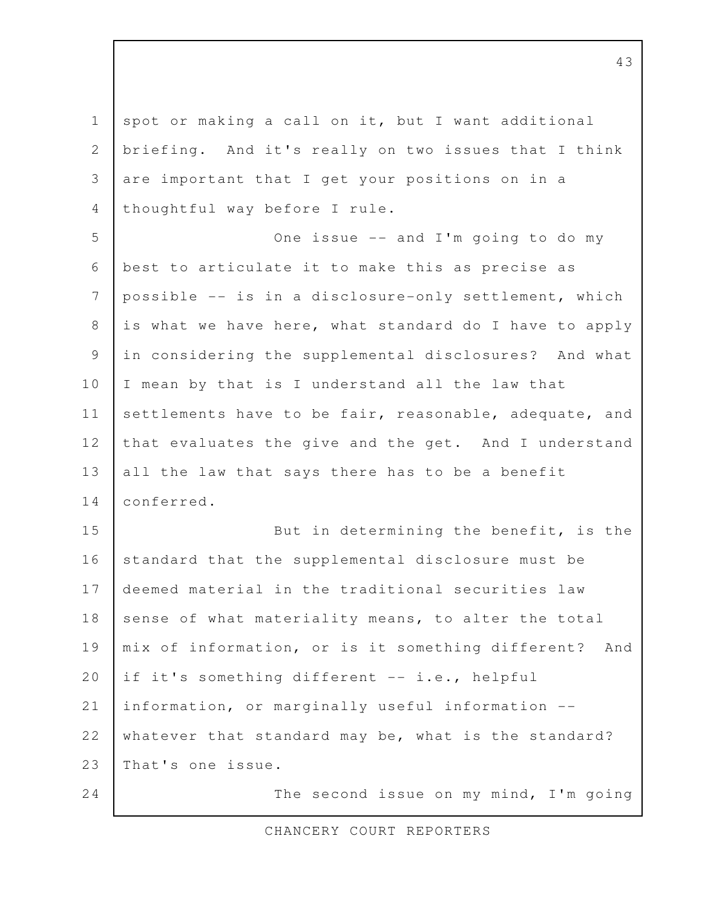spot or making a call on it, but I want additional briefing. And it's really on two issues that I think are important that I get your positions on in a thoughtful way before I rule.

One issue -- and I'm going to do my best to articulate it to make this as precise as possible -- is in a disclosure-only settlement, which is what we have here, what standard do I have to apply in considering the supplemental disclosures? And what I mean by that is I understand all the law that settlements have to be fair, reasonable, adequate, and that evaluates the give and the get. And I understand all the law that says there has to be a benefit conferred.

But in determining the benefit, is the standard that the supplemental disclosure must be deemed material in the traditional securities law sense of what materiality means, to alter the total mix of information, or is it something different? And if it's something different -- i.e., helpful information, or marginally useful information -- whatever that standard may be, what is the standard? That's one issue.

The second issue on my mind, I'm going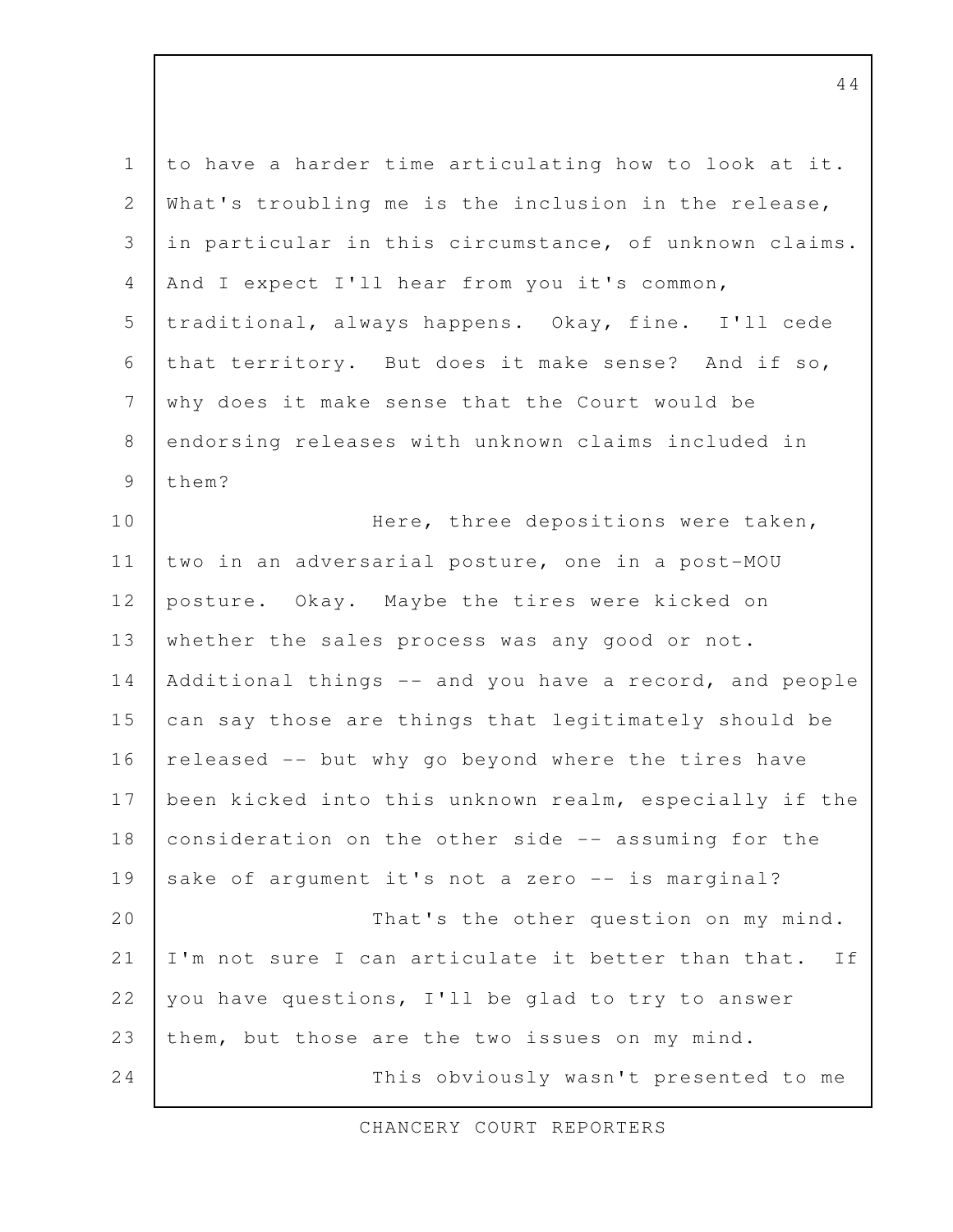to have a harder time articulating how to look at it. What's troubling me is the inclusion in the release, in particular in this circumstance, of unknown claims. And I expect I'll hear from you it's common, traditional, always happens. Okay, fine. I'll cede that territory. But does it make sense? And if so, why does it make sense that the Court would be endorsing releases with unknown claims included in them?

Here, three depositions were taken, two in an adversarial posture, one in a post-MOU posture. Okay. Maybe the tires were kicked on whether the sales process was any good or not. Additional things -- and you have a record, and people can say those are things that legitimately should be released -- but why go beyond where the tires have been kicked into this unknown realm, especially if the consideration on the other side -- assuming for the sake of argument it's not a zero -- is marginal?

That's the other question on my mind. I'm not sure I can articulate it better than that. If you have questions, I'll be glad to try to answer them, but those are the two issues on my mind.

This obviously wasn't presented to me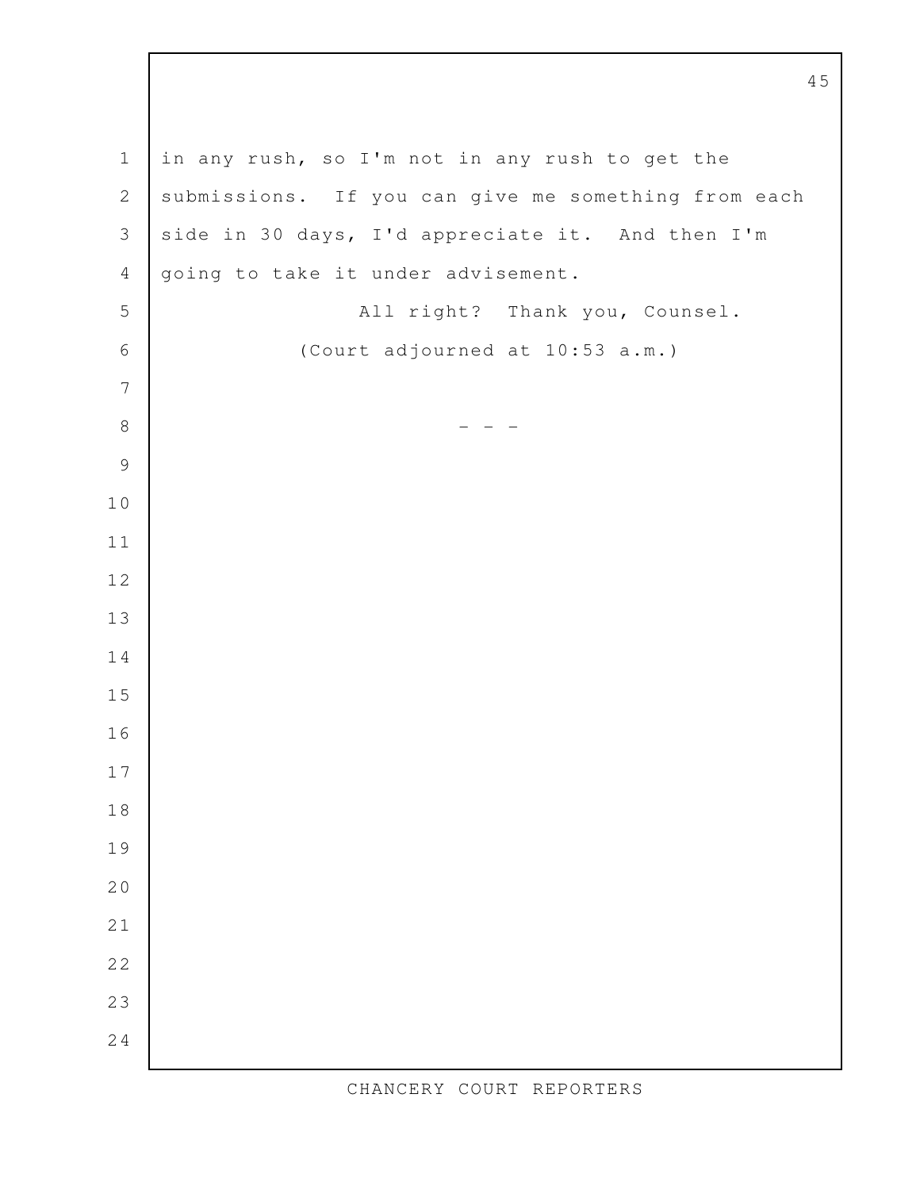in any rush, so I'm not in any rush to get the submissions. If you can give me something from each side in 30 days, I'd appreciate it. And then I'm going to take it under advisement.

All right? Thank you, Counsel.

(Court adjourned at 10:53 a.m.)

- - -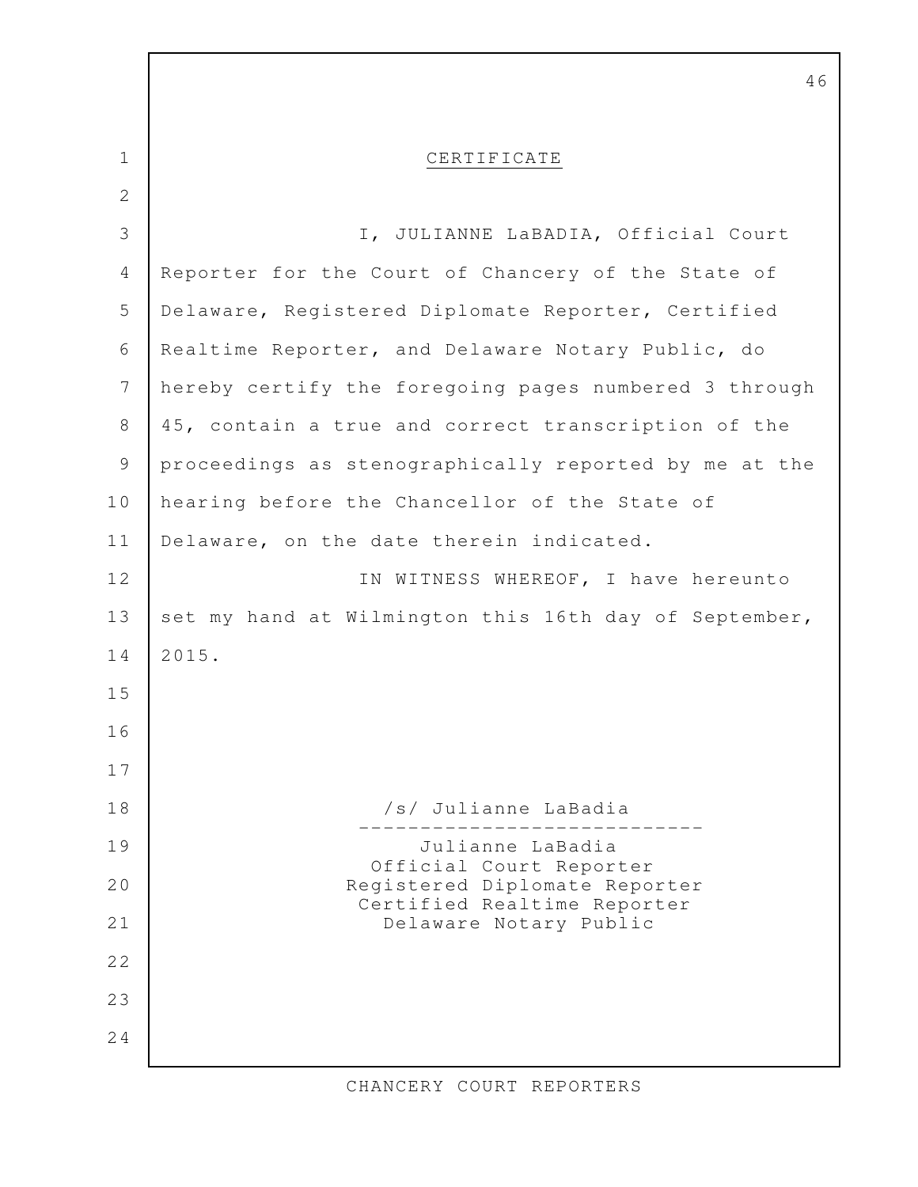# CERTIFICATE

I, JULIANNE LaBADIA, Official Court Reporter for the Court of Chancery of the State of Delaware, Registered Diplomate Reporter, Certified Realtime Reporter, and Delaware Notary Public, do hereby certify the foregoing pages numbered 3 through 45, contain a true and correct transcription of the proceedings as stenographically reported by me at the hearing before the Chancellor of the State of Delaware, on the date therein indicated.

IN WITNESS WHEREOF, I have hereunto set my hand at Wilmington this 16th day of September, 2015.

/s/ Julianne LaBadia

----------------------------

Julianne LaBadia
Official Court Reporter
Registered Diplomate Reporter
Certified Realtime Reporter
Delaware Notary Public